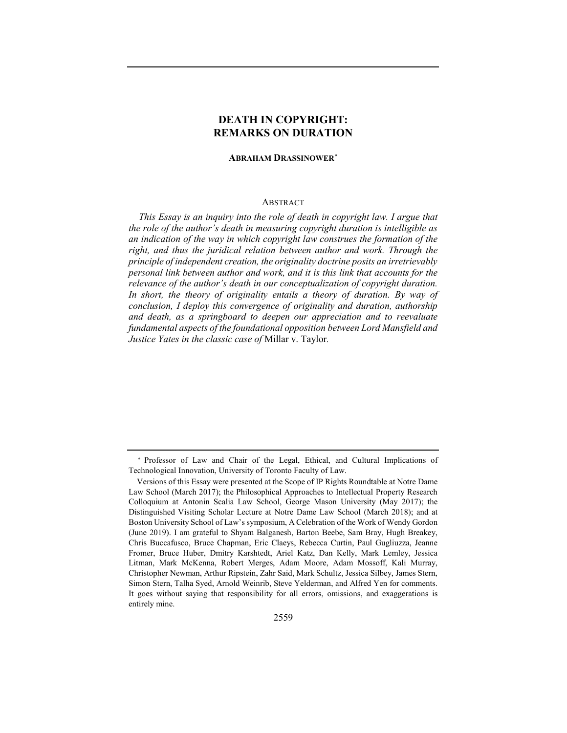# DEATH IN COPYRIGHT: REMARKS ON DURATION

**ABRAHAM DRASSINOWER***

## ABSTRACT

*This Essay is an inquiry into the role of death in copyright law. I argue that the role of the author's death in measuring copyright duration is intelligible as an indication of the way in which copyright law construes the formation of the right, and thus the juridical relation between author and work. Through the principle of independent creation, the originality doctrine posits an irretrievably personal link between author and work, and it is this link that accounts for the relevance of the author's death in our conceptualization of copyright duration. In short, the theory of originality entails a theory of duration. By way of conclusion, I deploy this convergence of originality and duration, authorship and death, as a springboard to deepen our appreciation and to reevaluate fundamental aspects of the foundational opposition between Lord Mansfield and Justice Yates in the classic case of* Millar v. Taylor.

---

\* Professor of Law and Chair of the Legal, Ethical, and Cultural Implications of Technological Innovation, University of Toronto Faculty of Law.

Versions of this Essay were presented at the Scope of IP Rights Roundtable at Notre Dame Law School (March 2017); the Philosophical Approaches to Intellectual Property Research Colloquium at Antonin Scalia Law School, George Mason University (May 2017); the Distinguished Visiting Scholar Lecture at Notre Dame Law School (March 2018); and at Boston University School of Law's symposium, A Celebration of the Work of Wendy Gordon (June 2019). I am grateful to Shyam Balganesh, Barton Beebe, Sam Bray, Hugh Breakey, Chris Buccafusco, Bruce Chapman, Eric Claeys, Rebecca Curtin, Paul Gugliuzza, Jeanne Fromer, Bruce Huber, Dmitry Karshtedt, Ariel Katz, Dan Kelly, Mark Lemley, Jessica Litman, Mark McKenna, Robert Merges, Adam Moore, Adam Mossoff, Kali Murray, Christopher Newman, Arthur Ripstein, Zahr Said, Mark Schultz, Jessica Silbey, James Stern, Simon Stern, Talha Syed, Arnold Weinrib, Steve Yelderman, and Alfred Yen for comments. It goes without saying that responsibility for all errors, omissions, and exaggerations is entirely mine.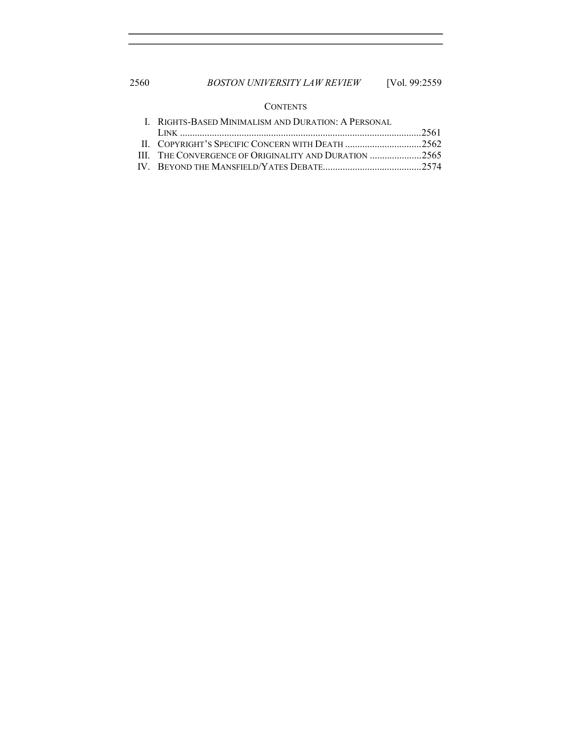## CONTENTS

- I. RIGHTS-BASED MINIMALISM AND DURATION: A PERSONAL LINK ....2561
- II. COPYRIGHT'S SPECIFIC CONCERN WITH DEATH ....2562
- III. THE CONVERGENCE OF ORIGINALITY AND DURATION ....2565
- IV. BEYOND THE MANSFIELD/YATES DEBATE....2574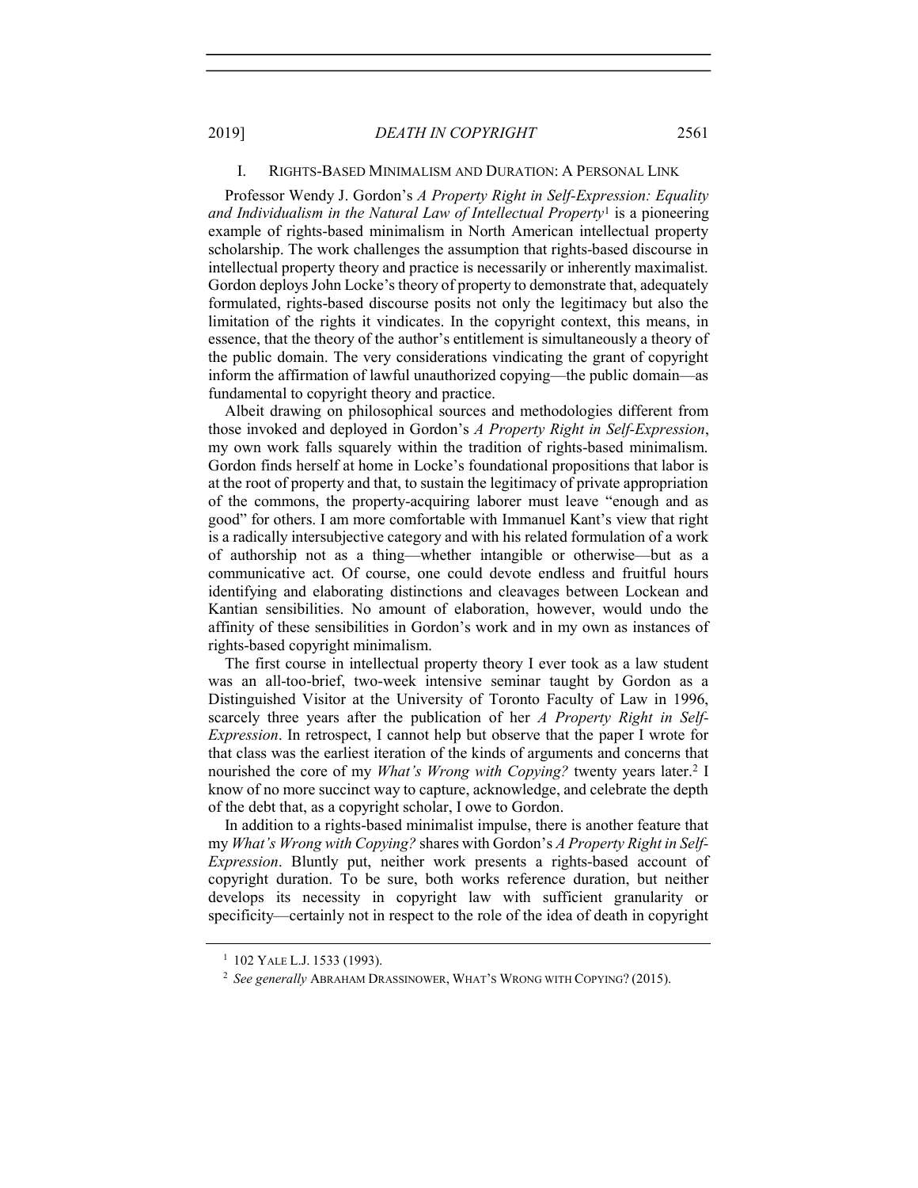## I. RIGHTS-BASED MINIMALISM AND DURATION: A PERSONAL LINK

Professor Wendy J. Gordon's *A Property Right in Self-Expression: Equality and Individualism in the Natural Law of Intellectual Property*[1] is a pioneering example of rights-based minimalism in North American intellectual property scholarship. The work challenges the assumption that rights-based discourse in intellectual property theory and practice is necessarily or inherently maximalist. Gordon deploys John Locke's theory of property to demonstrate that, adequately formulated, rights-based discourse posits not only the legitimacy but also the limitation of the rights it vindicates. In the copyright context, this means, in essence, that the theory of the author's entitlement is simultaneously a theory of the public domain. The very considerations vindicating the grant of copyright inform the affirmation of lawful unauthorized copying—the public domain—as fundamental to copyright theory and practice.

Albeit drawing on philosophical sources and methodologies different from those invoked and deployed in Gordon's *A Property Right in Self-Expression*, my own work falls squarely within the tradition of rights-based minimalism. Gordon finds herself at home in Locke's foundational propositions that labor is at the root of property and that, to sustain the legitimacy of private appropriation of the commons, the property-acquiring laborer must leave "enough and as good" for others. I am more comfortable with Immanuel Kant's view that right is a radically intersubjective category and with his related formulation of a work of authorship not as a thing—whether intangible or otherwise—but as a communicative act. Of course, one could devote endless and fruitful hours identifying and elaborating distinctions and cleavages between Lockean and Kantian sensibilities. No amount of elaboration, however, would undo the affinity of these sensibilities in Gordon's work and in my own as instances of rights-based copyright minimalism.

The first course in intellectual property theory I ever took as a law student was an all-too-brief, two-week intensive seminar taught by Gordon as a Distinguished Visitor at the University of Toronto Faculty of Law in 1996, scarcely three years after the publication of her *A Property Right in Self-Expression*. In retrospect, I cannot help but observe that the paper I wrote for that class was the earliest iteration of the kinds of arguments and concerns that nourished the core of my *What's Wrong with Copying?* twenty years later.[2] I know of no more succinct way to capture, acknowledge, and celebrate the depth of the debt that, as a copyright scholar, I owe to Gordon.

In addition to a rights-based minimalist impulse, there is another feature that my *What's Wrong with Copying?* shares with Gordon's *A Property Right in Self-Expression*. Bluntly put, neither work presents a rights-based account of copyright duration. To be sure, both works reference duration, but neither develops its necessity in copyright law with sufficient granularity or specificity—certainly not in respect to the role of the idea of death in copyright

---

[1] 102 YALE L.J. 1533 (1993).

[2] *See generally* ABRAHAM DRASSINOWER, WHAT'S WRONG WITH COPYING? (2015).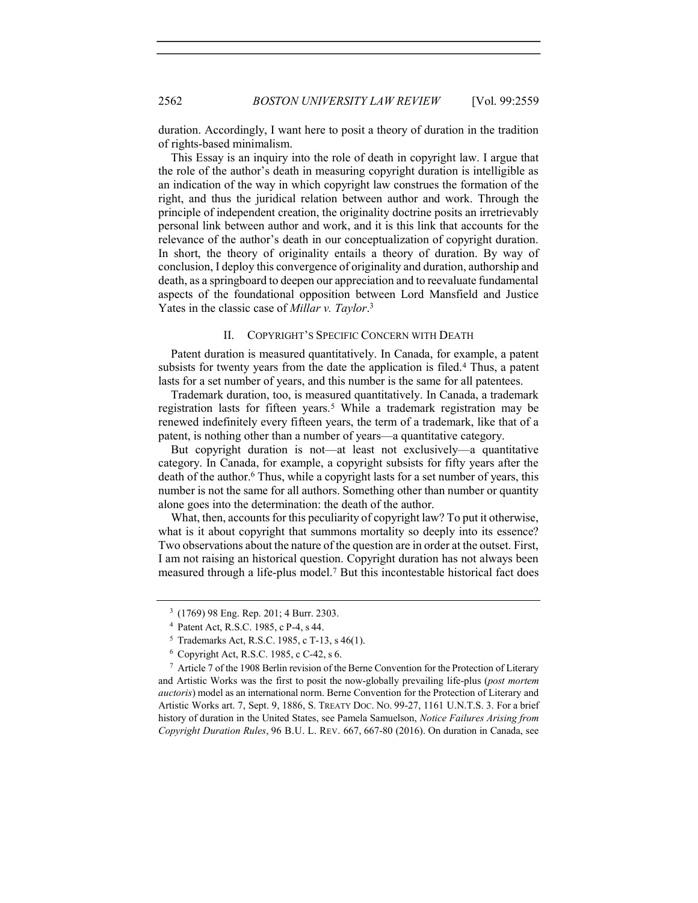duration. Accordingly, I want here to posit a theory of duration in the tradition of rights-based minimalism.

This Essay is an inquiry into the role of death in copyright law. I argue that the role of the author's death in measuring copyright duration is intelligible as an indication of the way in which copyright law construes the formation of the right, and thus the juridical relation between author and work. Through the principle of independent creation, the originality doctrine posits an irretrievably personal link between author and work, and it is this link that accounts for the relevance of the author's death in our conceptualization of copyright duration. In short, the theory of originality entails a theory of duration. By way of conclusion, I deploy this convergence of originality and duration, authorship and death, as a springboard to deepen our appreciation and to reevaluate fundamental aspects of the foundational opposition between Lord Mansfield and Justice Yates in the classic case of *Millar v. Taylor*.[3]

## II. COPYRIGHT'S SPECIFIC CONCERN WITH DEATH

Patent duration is measured quantitatively. In Canada, for example, a patent subsists for twenty years from the date the application is filed.[4] Thus, a patent lasts for a set number of years, and this number is the same for all patentees.

Trademark duration, too, is measured quantitatively. In Canada, a trademark registration lasts for fifteen years.[5] While a trademark registration may be renewed indefinitely every fifteen years, the term of a trademark, like that of a patent, is nothing other than a number of years—a quantitative category.

But copyright duration is not—at least not exclusively—a quantitative category. In Canada, for example, a copyright subsists for fifty years after the death of the author.[6] Thus, while a copyright lasts for a set number of years, this number is not the same for all authors. Something other than number or quantity alone goes into the determination: the death of the author.

What, then, accounts for this peculiarity of copyright law? To put it otherwise, what is it about copyright that summons mortality so deeply into its essence? Two observations about the nature of the question are in order at the outset. First, I am not raising an historical question. Copyright duration has not always been measured through a life-plus model.[7] But this incontestable historical fact does

---

[3] (1769) 98 Eng. Rep. 201; 4 Burr. 2303.

[4] Patent Act, R.S.C. 1985, c P-4, s 44.

[5] Trademarks Act, R.S.C. 1985, c T-13, s 46(1).

[6] Copyright Act, R.S.C. 1985, c C-42, s 6.

[7] Article 7 of the 1908 Berlin revision of the Berne Convention for the Protection of Literary and Artistic Works was the first to posit the now-globally prevailing life-plus (*post mortem auctoris*) model as an international norm. Berne Convention for the Protection of Literary and Artistic Works art. 7, Sept. 9, 1886, S. TREATY DOC. NO. 99-27, 1161 U.N.T.S. 3. For a brief history of duration in the United States, see Pamela Samuelson, *Notice Failures Arising from Copyright Duration Rules*, 96 B.U. L. REV. 667, 667-80 (2016). On duration in Canada, see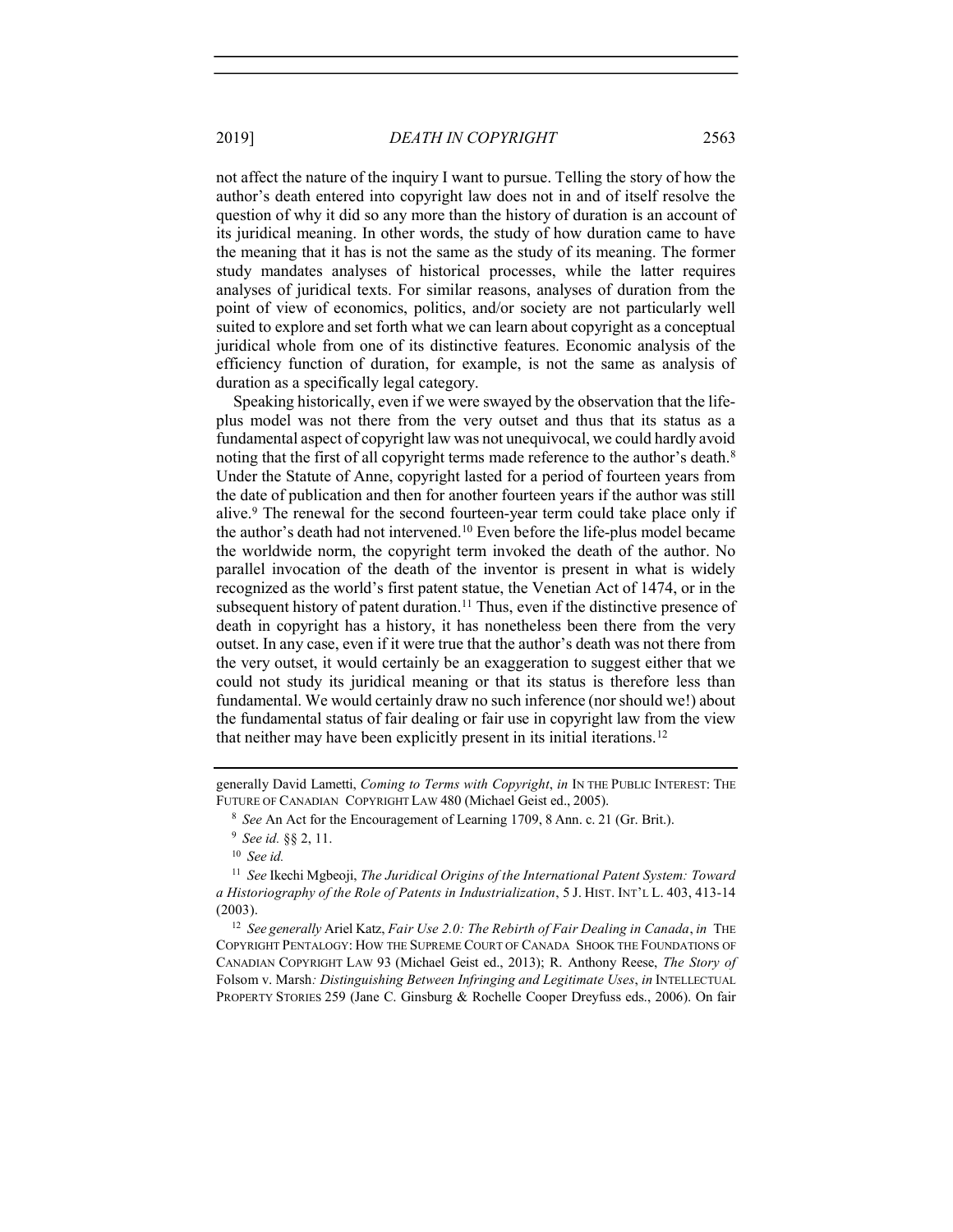not affect the nature of the inquiry I want to pursue. Telling the story of how the author's death entered into copyright law does not in and of itself resolve the question of why it did so any more than the history of duration is an account of its juridical meaning. In other words, the study of how duration came to have the meaning that it has is not the same as the study of its meaning. The former study mandates analyses of historical processes, while the latter requires analyses of juridical texts. For similar reasons, analyses of duration from the point of view of economics, politics, and/or society are not particularly well suited to explore and set forth what we can learn about copyright as a conceptual juridical whole from one of its distinctive features. Economic analysis of the efficiency function of duration, for example, is not the same as analysis of duration as a specifically legal category.

Speaking historically, even if we were swayed by the observation that the life-plus model was not there from the very outset and thus that its status as a fundamental aspect of copyright law was not unequivocal, we could hardly avoid noting that the first of all copyright terms made reference to the author's death.[8] Under the Statute of Anne, copyright lasted for a period of fourteen years from the date of publication and then for another fourteen years if the author was still alive.[9] The renewal for the second fourteen-year term could take place only if the author's death had not intervened.[10] Even before the life-plus model became the worldwide norm, the copyright term invoked the death of the author. No parallel invocation of the death of the inventor is present in what is widely recognized as the world's first patent statue, the Venetian Act of 1474, or in the subsequent history of patent duration.[11] Thus, even if the distinctive presence of death in copyright has a history, it has nonetheless been there from the very outset. In any case, even if it were true that the author's death was not there from the very outset, it would certainly be an exaggeration to suggest either that we could not study its juridical meaning or that its status is therefore less than fundamental. We would certainly draw no such inference (nor should we!) about the fundamental status of fair dealing or fair use in copyright law from the view that neither may have been explicitly present in its initial iterations.[12]

---

generally David Lametti, *Coming to Terms with Copyright*, *in* IN THE PUBLIC INTEREST: THE FUTURE OF CANADIAN COPYRIGHT LAW 480 (Michael Geist ed., 2005).

[8] *See* An Act for the Encouragement of Learning 1709, 8 Ann. c. 21 (Gr. Brit.).

[9] *See id.* §§ 2, 11.

[10] *See id.*

[11] *See* Ikechi Mgbeoji, *The Juridical Origins of the International Patent System: Toward a Historiography of the Role of Patents in Industrialization*, 5 J. HIST. INT'L L. 403, 413-14 (2003).

[12] *See generally* Ariel Katz, *Fair Use 2.0: The Rebirth of Fair Dealing in Canada*, *in* THE COPYRIGHT PENTALOGY: HOW THE SUPREME COURT OF CANADA SHOOK THE FOUNDATIONS OF CANADIAN COPYRIGHT LAW 93 (Michael Geist ed., 2013); R. Anthony Reese, *The Story of* Folsom v. Marsh*: Distinguishing Between Infringing and Legitimate Uses*, *in* INTELLECTUAL PROPERTY STORIES 259 (Jane C. Ginsburg & Rochelle Cooper Dreyfuss eds., 2006). On fair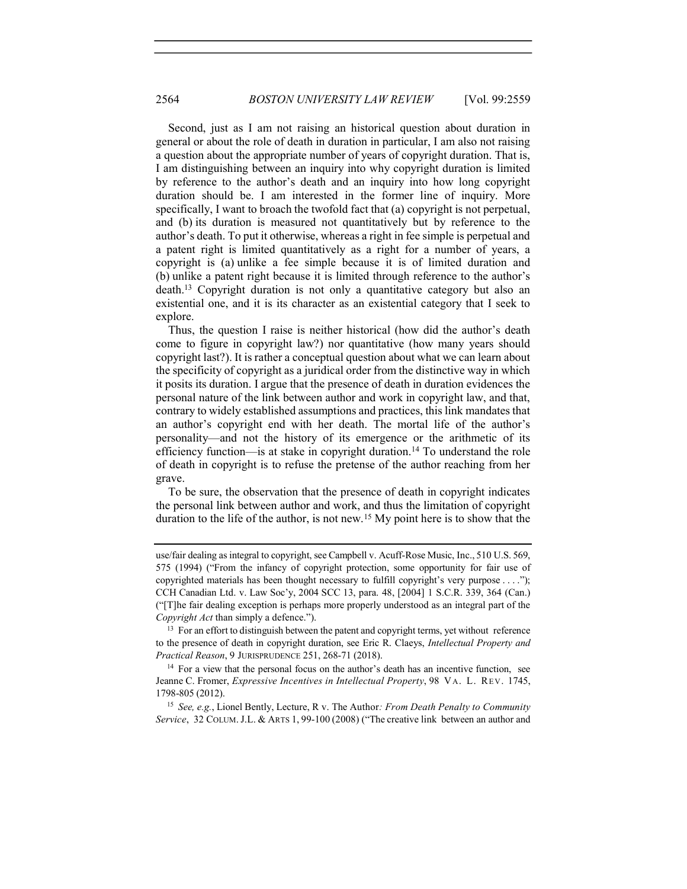Second, just as I am not raising an historical question about duration in general or about the role of death in duration in particular, I am also not raising a question about the appropriate number of years of copyright duration. That is, I am distinguishing between an inquiry into why copyright duration is limited by reference to the author's death and an inquiry into how long copyright duration should be. I am interested in the former line of inquiry. More specifically, I want to broach the twofold fact that (a) copyright is not perpetual, and (b) its duration is measured not quantitatively but by reference to the author's death. To put it otherwise, whereas a right in fee simple is perpetual and a patent right is limited quantitatively as a right for a number of years, a copyright is (a) unlike a fee simple because it is of limited duration and (b) unlike a patent right because it is limited through reference to the author's death.[13] Copyright duration is not only a quantitative category but also an existential one, and it is its character as an existential category that I seek to explore.

Thus, the question I raise is neither historical (how did the author's death come to figure in copyright law?) nor quantitative (how many years should copyright last?). It is rather a conceptual question about what we can learn about the specificity of copyright as a juridical order from the distinctive way in which it posits its duration. I argue that the presence of death in duration evidences the personal nature of the link between author and work in copyright law, and that, contrary to widely established assumptions and practices, this link mandates that an author's copyright end with her death. The mortal life of the author's personality—and not the history of its emergence or the arithmetic of its efficiency function—is at stake in copyright duration.[14] To understand the role of death in copyright is to refuse the pretense of the author reaching from her grave.

To be sure, the observation that the presence of death in copyright indicates the personal link between author and work, and thus the limitation of copyright duration to the life of the author, is not new.[15] My point here is to show that the

---

use/fair dealing as integral to copyright, see Campbell v. Acuff-Rose Music, Inc., 510 U.S. 569, 575 (1994) ("From the infancy of copyright protection, some opportunity for fair use of copyrighted materials has been thought necessary to fulfill copyright's very purpose . . . ."); CCH Canadian Ltd. v. Law Soc'y, 2004 SCC 13, para. 48, [2004] 1 S.C.R. 339, 364 (Can.) ("[T]he fair dealing exception is perhaps more properly understood as an integral part of the *Copyright Act* than simply a defence.").

[13] For an effort to distinguish between the patent and copyright terms, yet without reference to the presence of death in copyright duration, see Eric R. Claeys, *Intellectual Property and Practical Reason*, 9 JURISPRUDENCE 251, 268-71 (2018).

[14] For a view that the personal focus on the author's death has an incentive function, see Jeanne C. Fromer, *Expressive Incentives in Intellectual Property*, 98 VA. L. REV. 1745, 1798-805 (2012).

[15] *See, e.g.*, Lionel Bently, Lecture, R v. The Author*: From Death Penalty to Community Service*, 32 COLUM. J.L. & ARTS 1, 99-100 (2008) ("The creative link between an author and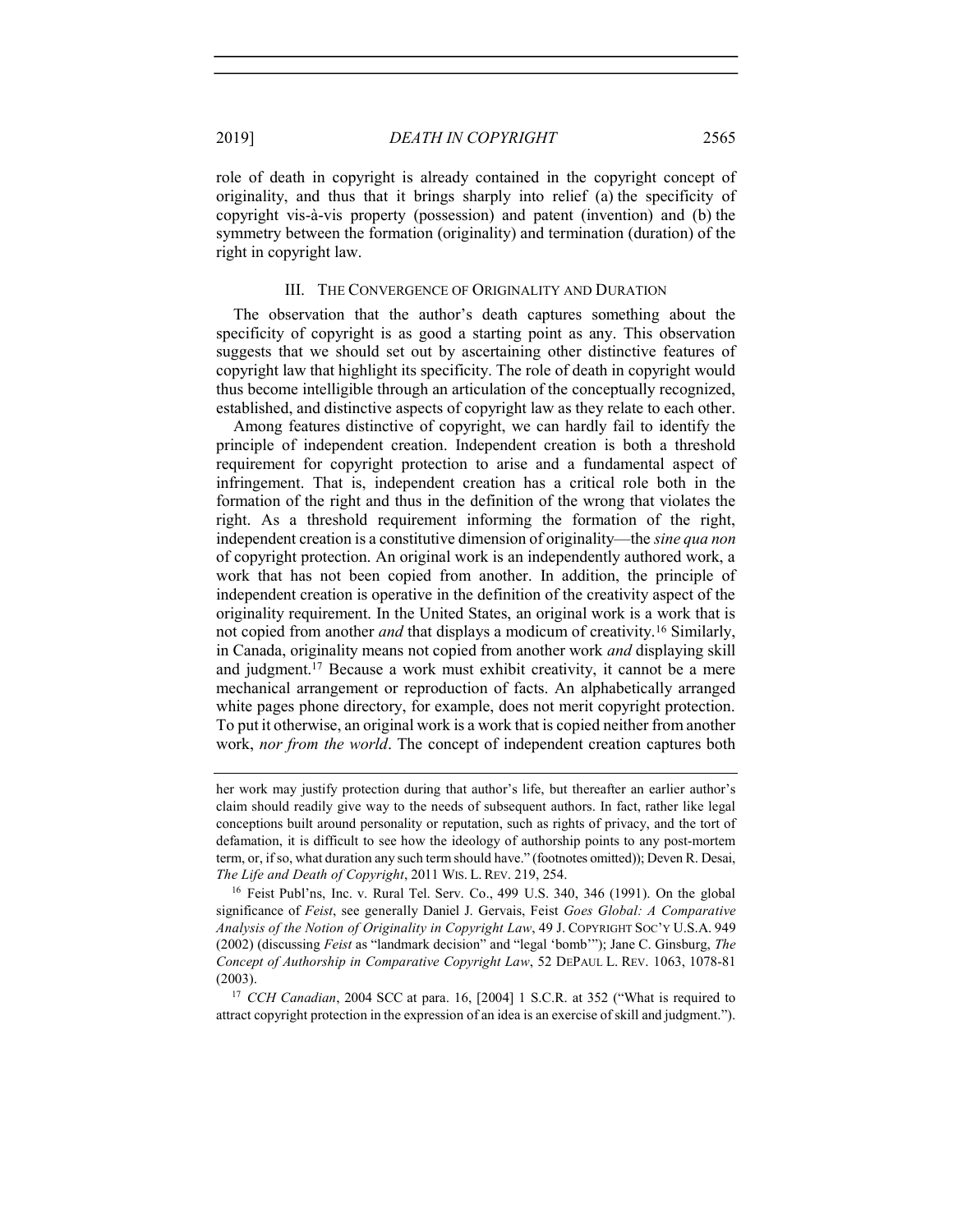role of death in copyright is already contained in the copyright concept of originality, and thus that it brings sharply into relief (a) the specificity of copyright vis-à-vis property (possession) and patent (invention) and (b) the symmetry between the formation (originality) and termination (duration) of the right in copyright law.

## III. The Convergence of Originality and Duration

The observation that the author's death captures something about the specificity of copyright is as good a starting point as any. This observation suggests that we should set out by ascertaining other distinctive features of copyright law that highlight its specificity. The role of death in copyright would thus become intelligible through an articulation of the conceptually recognized, established, and distinctive aspects of copyright law as they relate to each other.

Among features distinctive of copyright, we can hardly fail to identify the principle of independent creation. Independent creation is both a threshold requirement for copyright protection to arise and a fundamental aspect of infringement. That is, independent creation has a critical role both in the formation of the right and thus in the definition of the wrong that violates the right. As a threshold requirement informing the formation of the right, independent creation is a constitutive dimension of originality—the *sine qua non* of copyright protection. An original work is an independently authored work, a work that has not been copied from another. In addition, the principle of independent creation is operative in the definition of the creativity aspect of the originality requirement. In the United States, an original work is a work that is not copied from another *and* that displays a modicum of creativity.[16] Similarly, in Canada, originality means not copied from another work *and* displaying skill and judgment.[17] Because a work must exhibit creativity, it cannot be a mere mechanical arrangement or reproduction of facts. An alphabetically arranged white pages phone directory, for example, does not merit copyright protection. To put it otherwise, an original work is a work that is copied neither from another work, *nor from the world*. The concept of independent creation captures both

---

her work may justify protection during that author's life, but thereafter an earlier author's claim should readily give way to the needs of subsequent authors. In fact, rather like legal conceptions built around personality or reputation, such as rights of privacy, and the tort of defamation, it is difficult to see how the ideology of authorship points to any post-mortem term, or, if so, what duration any such term should have." (footnotes omitted)); Deven R. Desai, *The Life and Death of Copyright*, 2011 Wis. L. Rev. 219, 254.

[16] Feist Publ'ns, Inc. v. Rural Tel. Serv. Co., 499 U.S. 340, 346 (1991). On the global significance of *Feist*, see generally Daniel J. Gervais, Feist *Goes Global: A Comparative Analysis of the Notion of Originality in Copyright Law*, 49 J. Copyright Soc'y U.S.A. 949 (2002) (discussing *Feist* as "landmark decision" and "legal 'bomb'"); Jane C. Ginsburg, *The Concept of Authorship in Comparative Copyright Law*, 52 DePaul L. Rev. 1063, 1078-81 (2003).

[17] *CCH Canadian*, 2004 SCC at para. 16, [2004] 1 S.C.R. at 352 ("What is required to attract copyright protection in the expression of an idea is an exercise of skill and judgment.").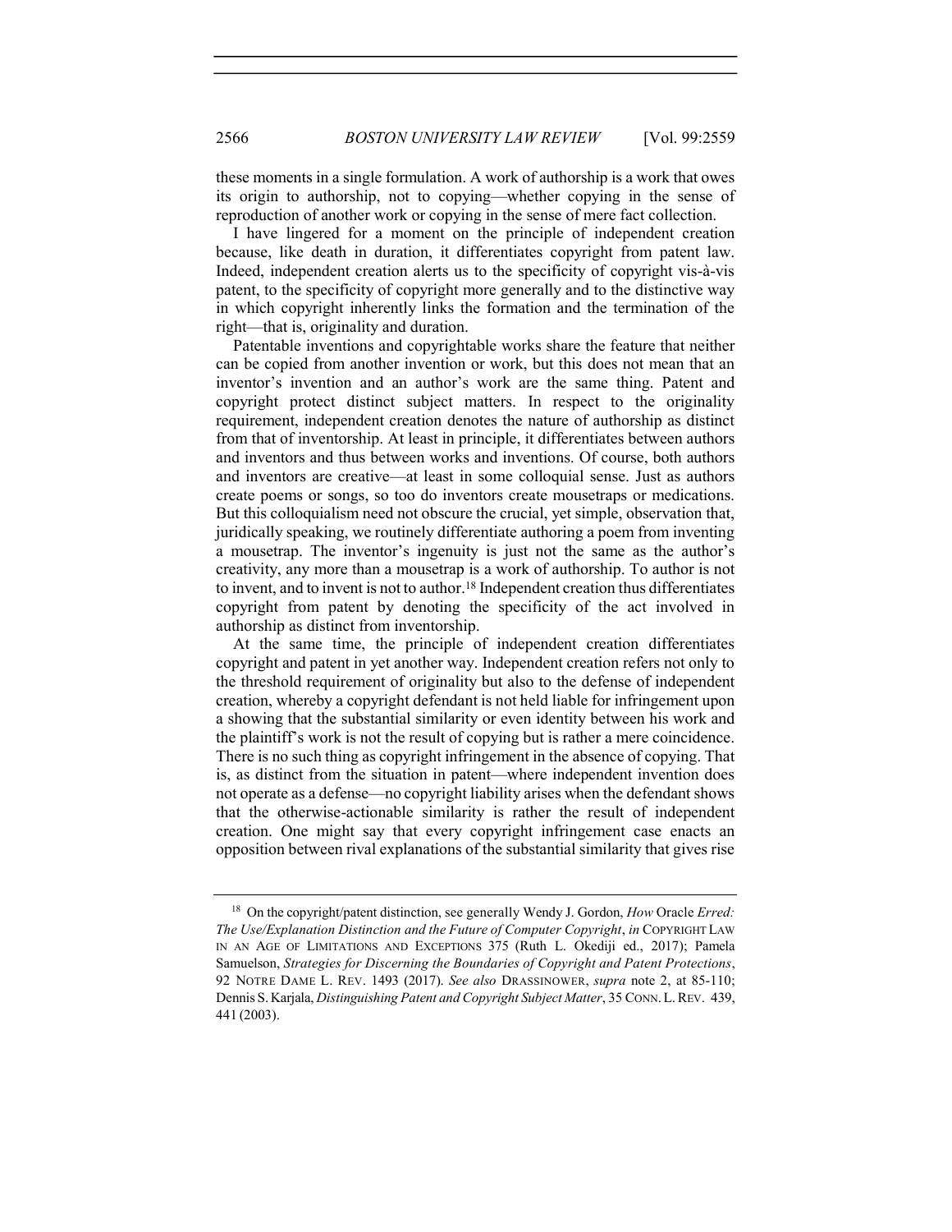these moments in a single formulation. A work of authorship is a work that owes its origin to authorship, not to copying—whether copying in the sense of reproduction of another work or copying in the sense of mere fact collection.

I have lingered for a moment on the principle of independent creation because, like death in duration, it differentiates copyright from patent law. Indeed, independent creation alerts us to the specificity of copyright vis-à-vis patent, to the specificity of copyright more generally and to the distinctive way in which copyright inherently links the formation and the termination of the right—that is, originality and duration.

Patentable inventions and copyrightable works share the feature that neither can be copied from another invention or work, but this does not mean that an inventor's invention and an author's work are the same thing. Patent and copyright protect distinct subject matters. In respect to the originality requirement, independent creation denotes the nature of authorship as distinct from that of inventorship. At least in principle, it differentiates between authors and inventors and thus between works and inventions. Of course, both authors and inventors are creative—at least in some colloquial sense. Just as authors create poems or songs, so too do inventors create mousetraps or medications. But this colloquialism need not obscure the crucial, yet simple, observation that, juridically speaking, we routinely differentiate authoring a poem from inventing a mousetrap. The inventor's ingenuity is just not the same as the author's creativity, any more than a mousetrap is a work of authorship. To author is not to invent, and to invent is not to author.[18] Independent creation thus differentiates copyright from patent by denoting the specificity of the act involved in authorship as distinct from inventorship.

At the same time, the principle of independent creation differentiates copyright and patent in yet another way. Independent creation refers not only to the threshold requirement of originality but also to the defense of independent creation, whereby a copyright defendant is not held liable for infringement upon a showing that the substantial similarity or even identity between his work and the plaintiff's work is not the result of copying but is rather a mere coincidence. There is no such thing as copyright infringement in the absence of copying. That is, as distinct from the situation in patent—where independent invention does not operate as a defense—no copyright liability arises when the defendant shows that the otherwise-actionable similarity is rather the result of independent creation. One might say that every copyright infringement case enacts an opposition between rival explanations of the substantial similarity that gives rise

---

[18] On the copyright/patent distinction, see generally Wendy J. Gordon, *How* Oracle *Erred: The Use/Explanation Distinction and the Future of Computer Copyright*, *in* COPYRIGHT LAW IN AN AGE OF LIMITATIONS AND EXCEPTIONS 375 (Ruth L. Okediji ed., 2017); Pamela Samuelson, *Strategies for Discerning the Boundaries of Copyright and Patent Protections*, 92 NOTRE DAME L. REV. 1493 (2017). *See also* DRASSINOWER, *supra* note 2, at 85-110; Dennis S. Karjala, *Distinguishing Patent and Copyright Subject Matter*, 35 CONN. L. REV. 439, 441 (2003).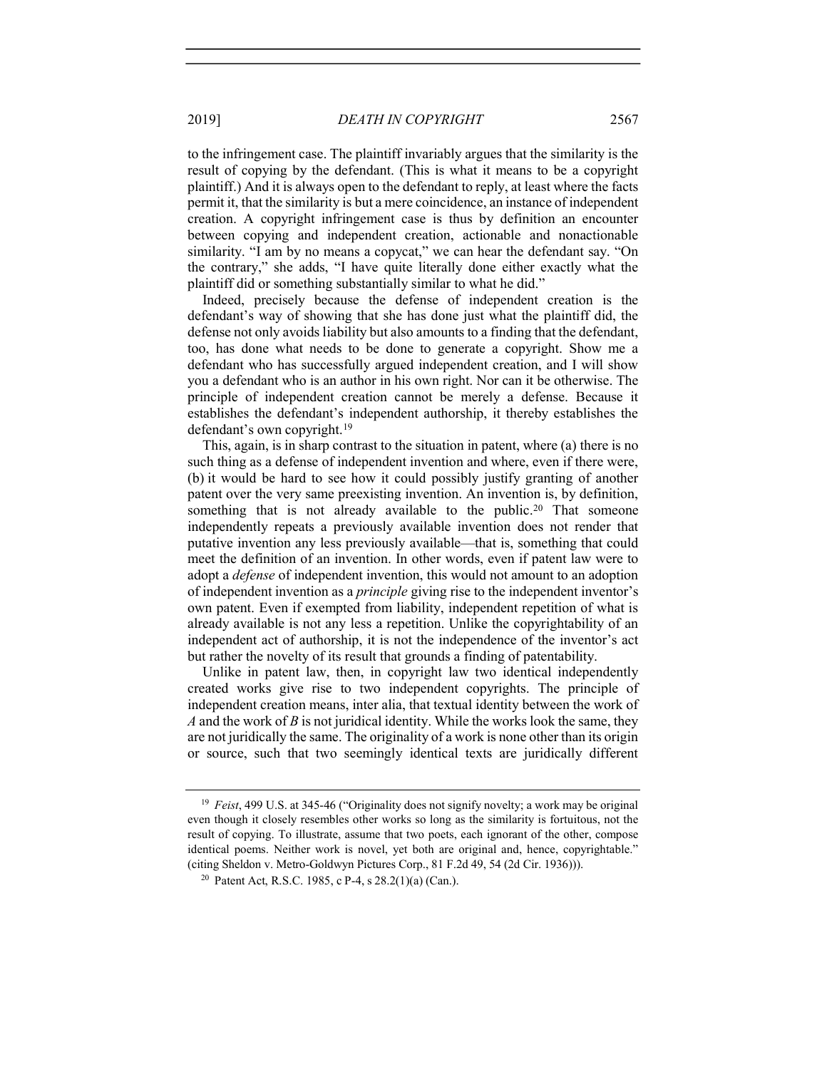to the infringement case. The plaintiff invariably argues that the similarity is the result of copying by the defendant. (This is what it means to be a copyright plaintiff.) And it is always open to the defendant to reply, at least where the facts permit it, that the similarity is but a mere coincidence, an instance of independent creation. A copyright infringement case is thus by definition an encounter between copying and independent creation, actionable and nonactionable similarity. "I am by no means a copycat," we can hear the defendant say. "On the contrary," she adds, "I have quite literally done either exactly what the plaintiff did or something substantially similar to what he did."

Indeed, precisely because the defense of independent creation is the defendant's way of showing that she has done just what the plaintiff did, the defense not only avoids liability but also amounts to a finding that the defendant, too, has done what needs to be done to generate a copyright. Show me a defendant who has successfully argued independent creation, and I will show you a defendant who is an author in his own right. Nor can it be otherwise. The principle of independent creation cannot be merely a defense. Because it establishes the defendant's independent authorship, it thereby establishes the defendant's own copyright.[19]

This, again, is in sharp contrast to the situation in patent, where (a) there is no such thing as a defense of independent invention and where, even if there were, (b) it would be hard to see how it could possibly justify granting of another patent over the very same preexisting invention. An invention is, by definition, something that is not already available to the public.[20] That someone independently repeats a previously available invention does not render that putative invention any less previously available—that is, something that could meet the definition of an invention. In other words, even if patent law were to adopt a *defense* of independent invention, this would not amount to an adoption of independent invention as a *principle* giving rise to the independent inventor's own patent. Even if exempted from liability, independent repetition of what is already available is not any less a repetition. Unlike the copyrightability of an independent act of authorship, it is not the independence of the inventor's act but rather the novelty of its result that grounds a finding of patentability.

Unlike in patent law, then, in copyright law two identical independently created works give rise to two independent copyrights. The principle of independent creation means, inter alia, that textual identity between the work of *A* and the work of *B* is not juridical identity. While the works look the same, they are not juridically the same. The originality of a work is none other than its origin or source, such that two seemingly identical texts are juridically different

---

[19] *Feist*, 499 U.S. at 345-46 ("Originality does not signify novelty; a work may be original even though it closely resembles other works so long as the similarity is fortuitous, not the result of copying. To illustrate, assume that two poets, each ignorant of the other, compose identical poems. Neither work is novel, yet both are original and, hence, copyrightable." (citing Sheldon v. Metro-Goldwyn Pictures Corp., 81 F.2d 49, 54 (2d Cir. 1936))).

[20] Patent Act, R.S.C. 1985, c P-4, s 28.2(1)(a) (Can.).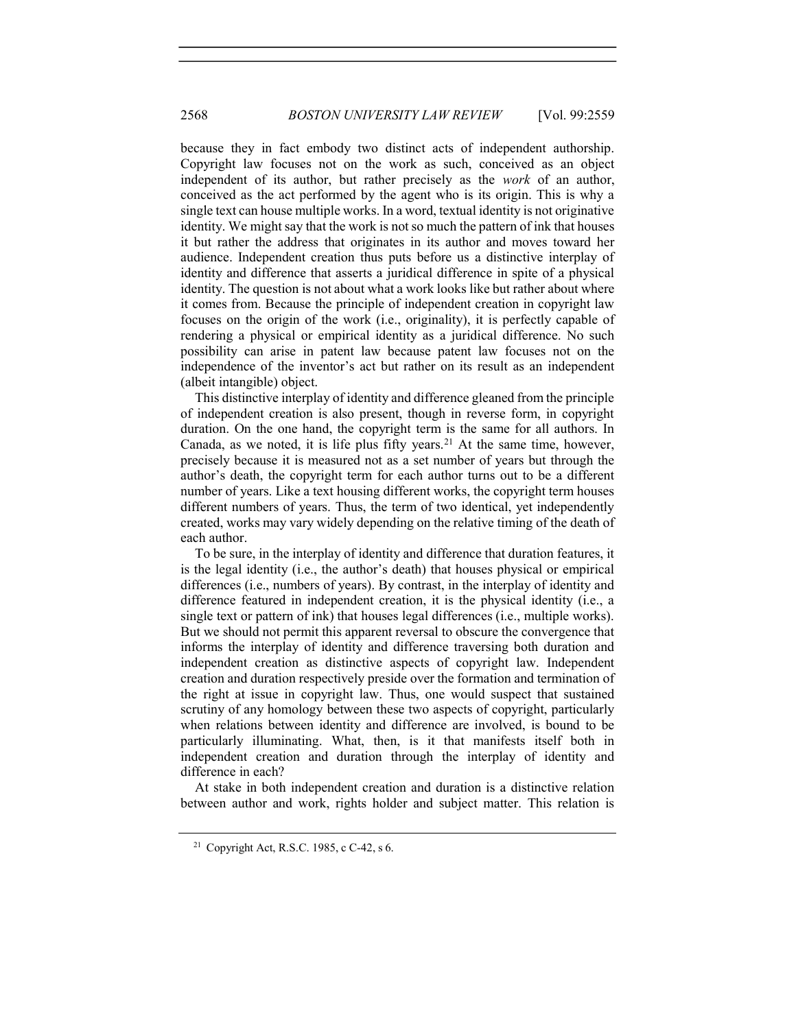because they in fact embody two distinct acts of independent authorship. Copyright law focuses not on the work as such, conceived as an object independent of its author, but rather precisely as the *work* of an author, conceived as the act performed by the agent who is its origin. This is why a single text can house multiple works. In a word, textual identity is not originative identity. We might say that the work is not so much the pattern of ink that houses it but rather the address that originates in its author and moves toward her audience. Independent creation thus puts before us a distinctive interplay of identity and difference that asserts a juridical difference in spite of a physical identity. The question is not about what a work looks like but rather about where it comes from. Because the principle of independent creation in copyright law focuses on the origin of the work (i.e., originality), it is perfectly capable of rendering a physical or empirical identity as a juridical difference. No such possibility can arise in patent law because patent law focuses not on the independence of the inventor's act but rather on its result as an independent (albeit intangible) object.

This distinctive interplay of identity and difference gleaned from the principle of independent creation is also present, though in reverse form, in copyright duration. On the one hand, the copyright term is the same for all authors. In Canada, as we noted, it is life plus fifty years.[21] At the same time, however, precisely because it is measured not as a set number of years but through the author's death, the copyright term for each author turns out to be a different number of years. Like a text housing different works, the copyright term houses different numbers of years. Thus, the term of two identical, yet independently created, works may vary widely depending on the relative timing of the death of each author.

To be sure, in the interplay of identity and difference that duration features, it is the legal identity (i.e., the author's death) that houses physical or empirical differences (i.e., numbers of years). By contrast, in the interplay of identity and difference featured in independent creation, it is the physical identity (i.e., a single text or pattern of ink) that houses legal differences (i.e., multiple works). But we should not permit this apparent reversal to obscure the convergence that informs the interplay of identity and difference traversing both duration and independent creation as distinctive aspects of copyright law. Independent creation and duration respectively preside over the formation and termination of the right at issue in copyright law. Thus, one would suspect that sustained scrutiny of any homology between these two aspects of copyright, particularly when relations between identity and difference are involved, is bound to be particularly illuminating. What, then, is it that manifests itself both in independent creation and duration through the interplay of identity and difference in each?

At stake in both independent creation and duration is a distinctive relation between author and work, rights holder and subject matter. This relation is

---

[21] Copyright Act, R.S.C. 1985, c C-42, s 6.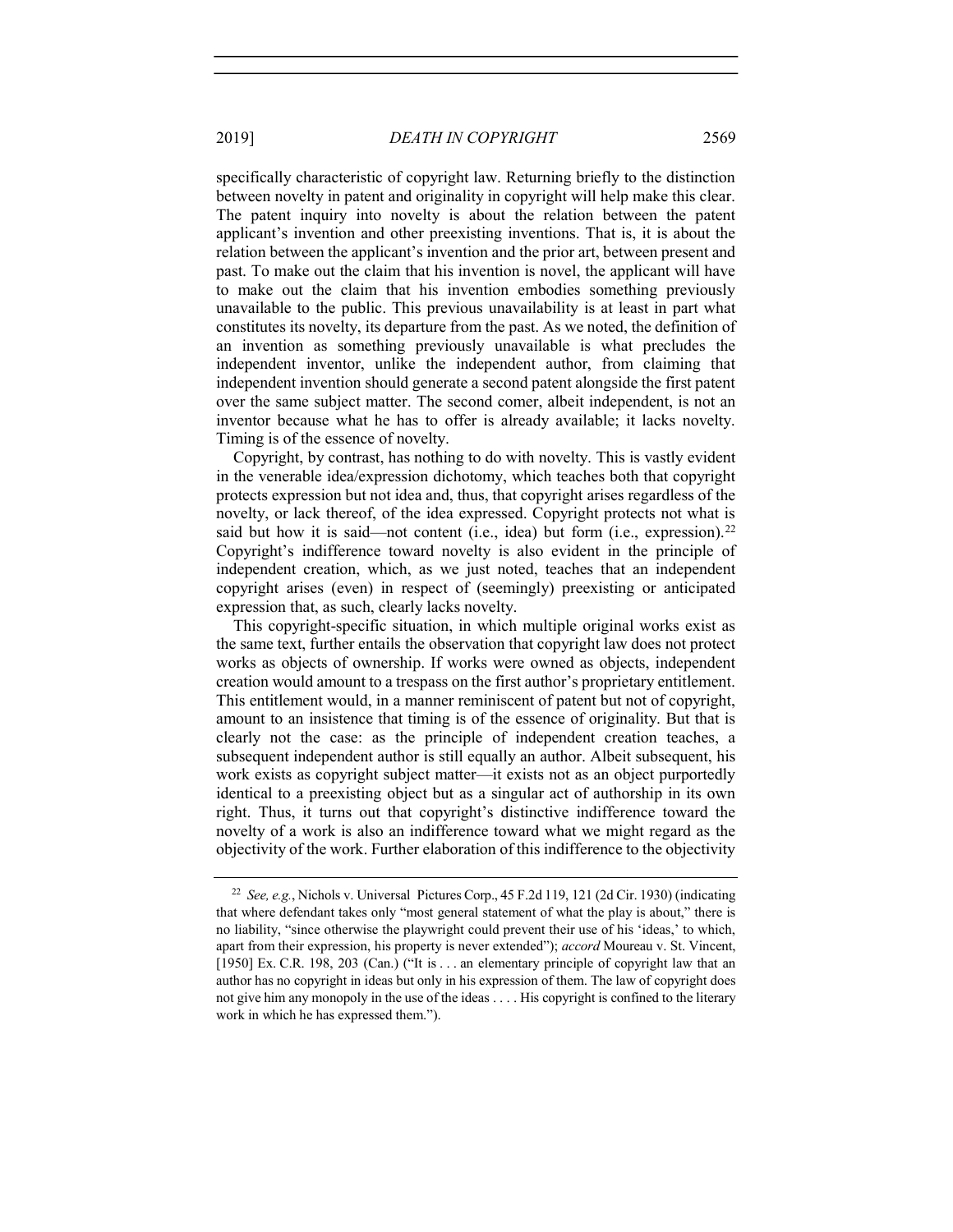specifically characteristic of copyright law. Returning briefly to the distinction between novelty in patent and originality in copyright will help make this clear. The patent inquiry into novelty is about the relation between the patent applicant's invention and other preexisting inventions. That is, it is about the relation between the applicant's invention and the prior art, between present and past. To make out the claim that his invention is novel, the applicant will have to make out the claim that his invention embodies something previously unavailable to the public. This previous unavailability is at least in part what constitutes its novelty, its departure from the past. As we noted, the definition of an invention as something previously unavailable is what precludes the independent inventor, unlike the independent author, from claiming that independent invention should generate a second patent alongside the first patent over the same subject matter. The second comer, albeit independent, is not an inventor because what he has to offer is already available; it lacks novelty. Timing is of the essence of novelty.

Copyright, by contrast, has nothing to do with novelty. This is vastly evident in the venerable idea/expression dichotomy, which teaches both that copyright protects expression but not idea and, thus, that copyright arises regardless of the novelty, or lack thereof, of the idea expressed. Copyright protects not what is said but how it is said—not content (i.e., idea) but form (i.e., expression).[22] Copyright's indifference toward novelty is also evident in the principle of independent creation, which, as we just noted, teaches that an independent copyright arises (even) in respect of (seemingly) preexisting or anticipated expression that, as such, clearly lacks novelty.

This copyright-specific situation, in which multiple original works exist as the same text, further entails the observation that copyright law does not protect works as objects of ownership. If works were owned as objects, independent creation would amount to a trespass on the first author's proprietary entitlement. This entitlement would, in a manner reminiscent of patent but not of copyright, amount to an insistence that timing is of the essence of originality. But that is clearly not the case: as the principle of independent creation teaches, a subsequent independent author is still equally an author. Albeit subsequent, his work exists as copyright subject matter—it exists not as an object purportedly identical to a preexisting object but as a singular act of authorship in its own right. Thus, it turns out that copyright's distinctive indifference toward the novelty of a work is also an indifference toward what we might regard as the objectivity of the work. Further elaboration of this indifference to the objectivity

---

[22] *See, e.g.*, Nichols v. Universal Pictures Corp., 45 F.2d 119, 121 (2d Cir. 1930) (indicating that where defendant takes only "most general statement of what the play is about," there is no liability, "since otherwise the playwright could prevent their use of his 'ideas,' to which, apart from their expression, his property is never extended"); *accord* Moureau v. St. Vincent, [1950] Ex. C.R. 198, 203 (Can.) ("It is . . . an elementary principle of copyright law that an author has no copyright in ideas but only in his expression of them. The law of copyright does not give him any monopoly in the use of the ideas . . . . His copyright is confined to the literary work in which he has expressed them.").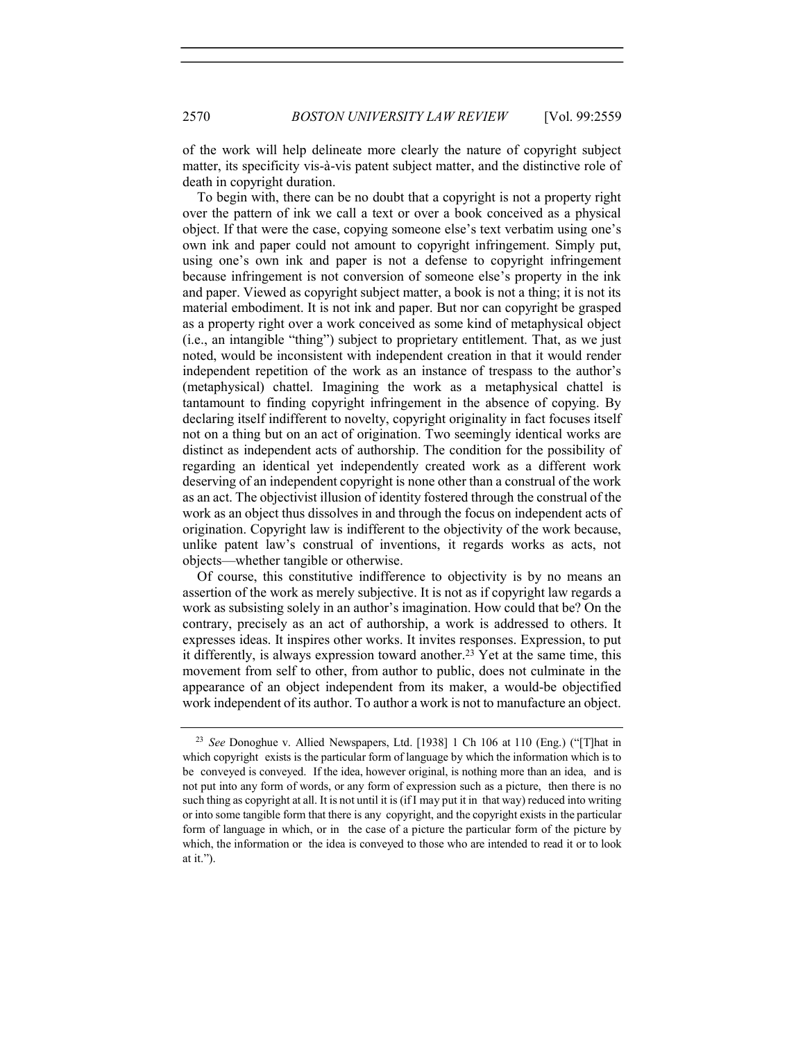of the work will help delineate more clearly the nature of copyright subject matter, its specificity vis-à-vis patent subject matter, and the distinctive role of death in copyright duration.

To begin with, there can be no doubt that a copyright is not a property right over the pattern of ink we call a text or over a book conceived as a physical object. If that were the case, copying someone else's text verbatim using one's own ink and paper could not amount to copyright infringement. Simply put, using one's own ink and paper is not a defense to copyright infringement because infringement is not conversion of someone else's property in the ink and paper. Viewed as copyright subject matter, a book is not a thing; it is not its material embodiment. It is not ink and paper. But nor can copyright be grasped as a property right over a work conceived as some kind of metaphysical object (i.e., an intangible "thing") subject to proprietary entitlement. That, as we just noted, would be inconsistent with independent creation in that it would render independent repetition of the work as an instance of trespass to the author's (metaphysical) chattel. Imagining the work as a metaphysical chattel is tantamount to finding copyright infringement in the absence of copying. By declaring itself indifferent to novelty, copyright originality in fact focuses itself not on a thing but on an act of origination. Two seemingly identical works are distinct as independent acts of authorship. The condition for the possibility of regarding an identical yet independently created work as a different work deserving of an independent copyright is none other than a construal of the work as an act. The objectivist illusion of identity fostered through the construal of the work as an object thus dissolves in and through the focus on independent acts of origination. Copyright law is indifferent to the objectivity of the work because, unlike patent law's construal of inventions, it regards works as acts, not objects—whether tangible or otherwise.

Of course, this constitutive indifference to objectivity is by no means an assertion of the work as merely subjective. It is not as if copyright law regards a work as subsisting solely in an author's imagination. How could that be? On the contrary, precisely as an act of authorship, a work is addressed to others. It expresses ideas. It inspires other works. It invites responses. Expression, to put it differently, is always expression toward another.[23] Yet at the same time, this movement from self to other, from author to public, does not culminate in the appearance of an object independent from its maker, a would-be objectified work independent of its author. To author a work is not to manufacture an object.

---

[23] *See* Donoghue v. Allied Newspapers, Ltd. [1938] 1 Ch 106 at 110 (Eng.) ("[T]hat in which copyright exists is the particular form of language by which the information which is to be conveyed is conveyed. If the idea, however original, is nothing more than an idea, and is not put into any form of words, or any form of expression such as a picture, then there is no such thing as copyright at all. It is not until it is (if I may put it in that way) reduced into writing or into some tangible form that there is any copyright, and the copyright exists in the particular form of language in which, or in the case of a picture the particular form of the picture by which, the information or the idea is conveyed to those who are intended to read it or to look at it.").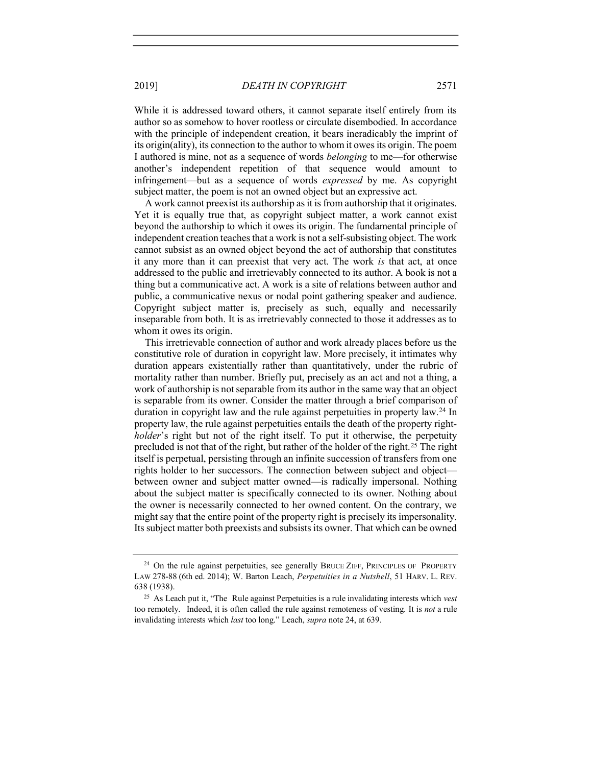While it is addressed toward others, it cannot separate itself entirely from its author so as somehow to hover rootless or circulate disembodied. In accordance with the principle of independent creation, it bears ineradicably the imprint of its origin(ality), its connection to the author to whom it owes its origin. The poem I authored is mine, not as a sequence of words *belonging* to me—for otherwise another's independent repetition of that sequence would amount to infringement—but as a sequence of words *expressed* by me. As copyright subject matter, the poem is not an owned object but an expressive act.

A work cannot preexist its authorship as it is from authorship that it originates. Yet it is equally true that, as copyright subject matter, a work cannot exist beyond the authorship to which it owes its origin. The fundamental principle of independent creation teaches that a work is not a self-subsisting object. The work cannot subsist as an owned object beyond the act of authorship that constitutes it any more than it can preexist that very act. The work *is* that act, at once addressed to the public and irretrievably connected to its author. A book is not a thing but a communicative act. A work is a site of relations between author and public, a communicative nexus or nodal point gathering speaker and audience. Copyright subject matter is, precisely as such, equally and necessarily inseparable from both. It is as irretrievably connected to those it addresses as to whom it owes its origin.

This irretrievable connection of author and work already places before us the constitutive role of duration in copyright law. More precisely, it intimates why duration appears existentially rather than quantitatively, under the rubric of mortality rather than number. Briefly put, precisely as an act and not a thing, a work of authorship is not separable from its author in the same way that an object is separable from its owner. Consider the matter through a brief comparison of duration in copyright law and the rule against perpetuities in property law.[24] In property law, the rule against perpetuities entails the death of the property right-*holder*'s right but not of the right itself. To put it otherwise, the perpetuity precluded is not that of the right, but rather of the holder of the right.[25] The right itself is perpetual, persisting through an infinite succession of transfers from one rights holder to her successors. The connection between subject and object—between owner and subject matter owned—is radically impersonal. Nothing about the subject matter is specifically connected to its owner. Nothing about the owner is necessarily connected to her owned content. On the contrary, we might say that the entire point of the property right is precisely its impersonality. Its subject matter both preexists and subsists its owner. That which can be owned

---

[24] On the rule against perpetuities, see generally BRUCE ZIFF, PRINCIPLES OF PROPERTY LAW 278-88 (6th ed. 2014); W. Barton Leach, *Perpetuities in a Nutshell*, 51 HARV. L. REV. 638 (1938).

[25] As Leach put it, "The Rule against Perpetuities is a rule invalidating interests which *vest* too remotely. Indeed, it is often called the rule against remoteness of vesting. It is *not* a rule invalidating interests which *last* too long." Leach, *supra* note 24, at 639.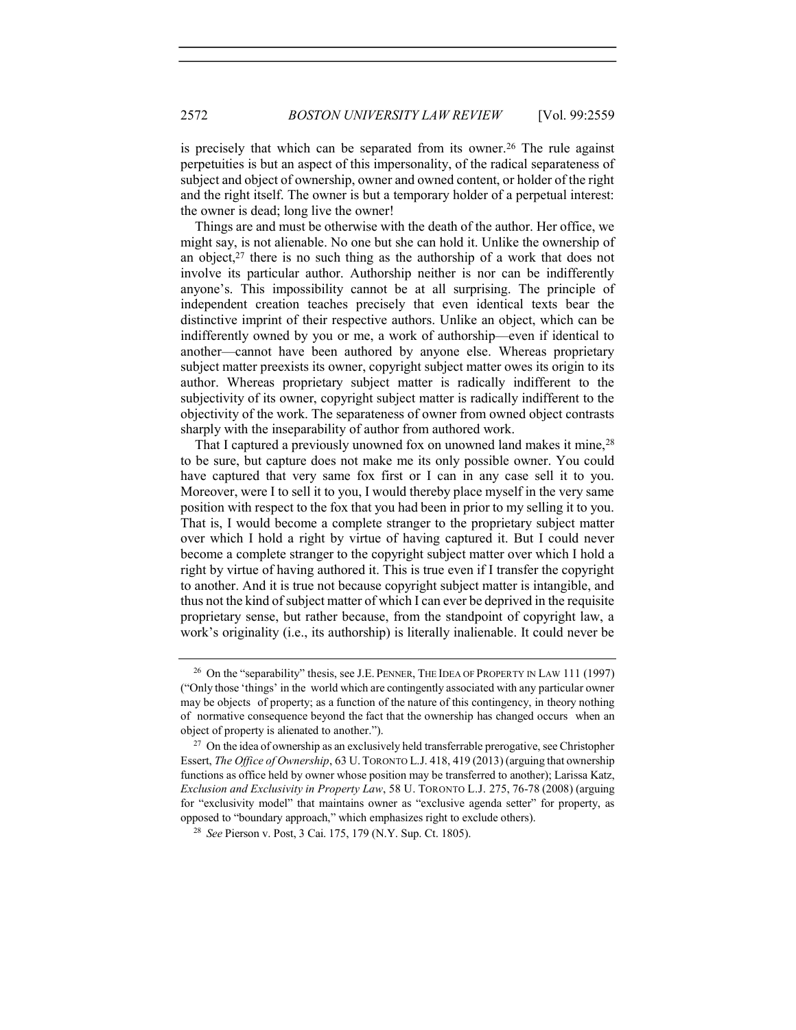is precisely that which can be separated from its owner.[26] The rule against perpetuities is but an aspect of this impersonality, of the radical separateness of subject and object of ownership, owner and owned content, or holder of the right and the right itself. The owner is but a temporary holder of a perpetual interest: the owner is dead; long live the owner!

Things are and must be otherwise with the death of the author. Her office, we might say, is not alienable. No one but she can hold it. Unlike the ownership of an object,[27] there is no such thing as the authorship of a work that does not involve its particular author. Authorship neither is nor can be indifferently anyone's. This impossibility cannot be at all surprising. The principle of independent creation teaches precisely that even identical texts bear the distinctive imprint of their respective authors. Unlike an object, which can be indifferently owned by you or me, a work of authorship—even if identical to another—cannot have been authored by anyone else. Whereas proprietary subject matter preexists its owner, copyright subject matter owes its origin to its author. Whereas proprietary subject matter is radically indifferent to the subjectivity of its owner, copyright subject matter is radically indifferent to the objectivity of the work. The separateness of owner from owned object contrasts sharply with the inseparability of author from authored work.

That I captured a previously unowned fox on unowned land makes it mine,[28] to be sure, but capture does not make me its only possible owner. You could have captured that very same fox first or I can in any case sell it to you. Moreover, were I to sell it to you, I would thereby place myself in the very same position with respect to the fox that you had been in prior to my selling it to you. That is, I would become a complete stranger to the proprietary subject matter over which I hold a right by virtue of having captured it. But I could never become a complete stranger to the copyright subject matter over which I hold a right by virtue of having authored it. This is true even if I transfer the copyright to another. And it is true not because copyright subject matter is intangible, and thus not the kind of subject matter of which I can ever be deprived in the requisite proprietary sense, but rather because, from the standpoint of copyright law, a work's originality (i.e., its authorship) is literally inalienable. It could never be

---

[26] On the "separability" thesis, see J.E. PENNER, THE IDEA OF PROPERTY IN LAW 111 (1997) ("Only those 'things' in the world which are contingently associated with any particular owner may be objects of property; as a function of the nature of this contingency, in theory nothing of normative consequence beyond the fact that the ownership has changed occurs when an object of property is alienated to another.").

[27] On the idea of ownership as an exclusively held transferrable prerogative, see Christopher Essert, *The Office of Ownership*, 63 U. TORONTO L.J. 418, 419 (2013) (arguing that ownership functions as office held by owner whose position may be transferred to another); Larissa Katz, *Exclusion and Exclusivity in Property Law*, 58 U. TORONTO L.J. 275, 76-78 (2008) (arguing for "exclusivity model" that maintains owner as "exclusive agenda setter" for property, as opposed to "boundary approach," which emphasizes right to exclude others).

[28] *See* Pierson v. Post, 3 Cai. 175, 179 (N.Y. Sup. Ct. 1805).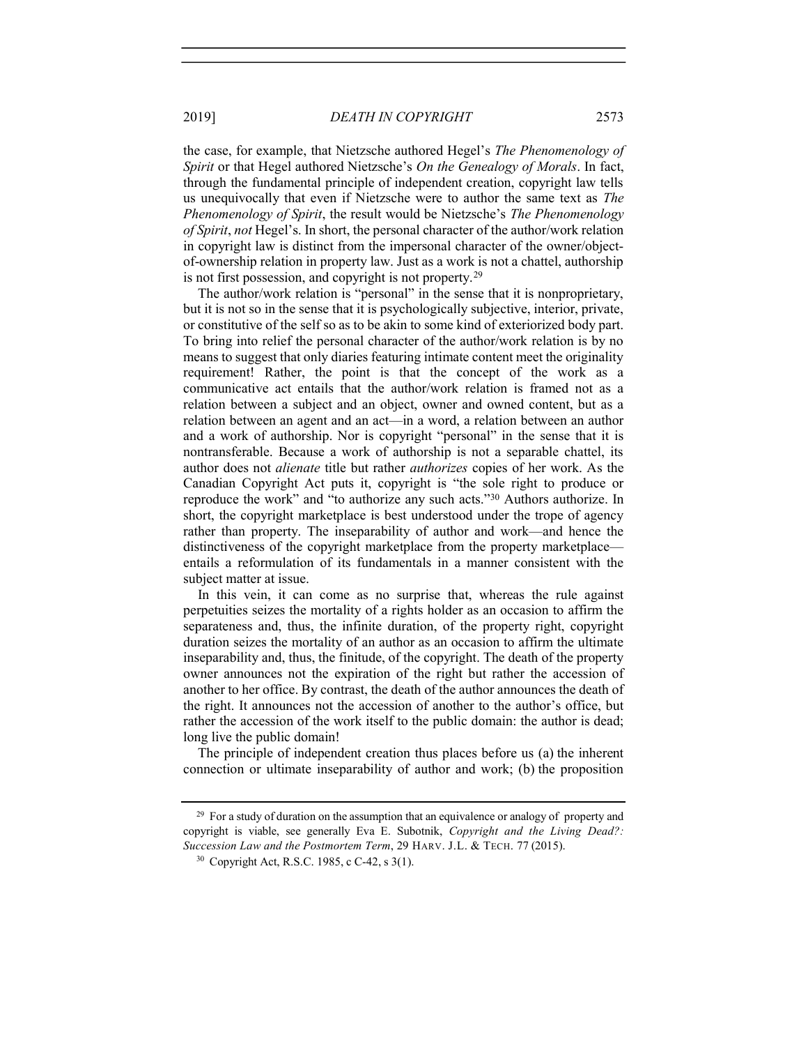the case, for example, that Nietzsche authored Hegel's *The Phenomenology of Spirit* or that Hegel authored Nietzsche's *On the Genealogy of Morals*. In fact, through the fundamental principle of independent creation, copyright law tells us unequivocally that even if Nietzsche were to author the same text as *The Phenomenology of Spirit*, the result would be Nietzsche's *The Phenomenology of Spirit*, *not* Hegel's. In short, the personal character of the author/work relation in copyright law is distinct from the impersonal character of the owner/object-of-ownership relation in property law. Just as a work is not a chattel, authorship is not first possession, and copyright is not property.[29]

The author/work relation is "personal" in the sense that it is nonproprietary, but it is not so in the sense that it is psychologically subjective, interior, private, or constitutive of the self so as to be akin to some kind of exteriorized body part. To bring into relief the personal character of the author/work relation is by no means to suggest that only diaries featuring intimate content meet the originality requirement! Rather, the point is that the concept of the work as a communicative act entails that the author/work relation is framed not as a relation between a subject and an object, owner and owned content, but as a relation between an agent and an act—in a word, a relation between an author and a work of authorship. Nor is copyright "personal" in the sense that it is nontransferable. Because a work of authorship is not a separable chattel, its author does not *alienate* title but rather *authorizes* copies of her work. As the Canadian Copyright Act puts it, copyright is "the sole right to produce or reproduce the work" and "to authorize any such acts."[30] Authors authorize. In short, the copyright marketplace is best understood under the trope of agency rather than property. The inseparability of author and work—and hence the distinctiveness of the copyright marketplace from the property marketplace—entails a reformulation of its fundamentals in a manner consistent with the subject matter at issue.

In this vein, it can come as no surprise that, whereas the rule against perpetuities seizes the mortality of a rights holder as an occasion to affirm the separateness and, thus, the infinite duration, of the property right, copyright duration seizes the mortality of an author as an occasion to affirm the ultimate inseparability and, thus, the finitude, of the copyright. The death of the property owner announces not the expiration of the right but rather the accession of another to her office. By contrast, the death of the author announces the death of the right. It announces not the accession of another to the author's office, but rather the accession of the work itself to the public domain: the author is dead; long live the public domain!

The principle of independent creation thus places before us (a) the inherent connection or ultimate inseparability of author and work; (b) the proposition

---

[29] For a study of duration on the assumption that an equivalence or analogy of property and copyright is viable, see generally Eva E. Subotnik, *Copyright and the Living Dead?: Succession Law and the Postmortem Term*, 29 HARV. J.L. & TECH. 77 (2015).

[30] Copyright Act, R.S.C. 1985, c C-42, s 3(1).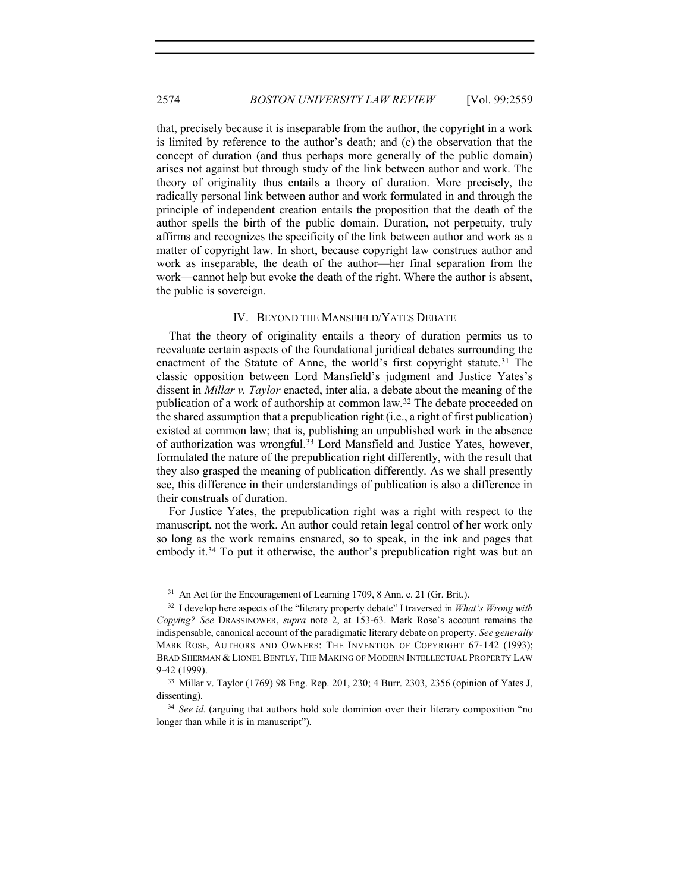that, precisely because it is inseparable from the author, the copyright in a work is limited by reference to the author's death; and (c) the observation that the concept of duration (and thus perhaps more generally of the public domain) arises not against but through study of the link between author and work. The theory of originality thus entails a theory of duration. More precisely, the radically personal link between author and work formulated in and through the principle of independent creation entails the proposition that the death of the author spells the birth of the public domain. Duration, not perpetuity, truly affirms and recognizes the specificity of the link between author and work as a matter of copyright law. In short, because copyright law construes author and work as inseparable, the death of the author—her final separation from the work—cannot help but evoke the death of the right. Where the author is absent, the public is sovereign.

## IV. BEYOND THE MANSFIELD/YATES DEBATE

That the theory of originality entails a theory of duration permits us to reevaluate certain aspects of the foundational juridical debates surrounding the enactment of the Statute of Anne, the world's first copyright statute.[31] The classic opposition between Lord Mansfield's judgment and Justice Yates's dissent in *Millar v. Taylor* enacted, inter alia, a debate about the meaning of the publication of a work of authorship at common law.[32] The debate proceeded on the shared assumption that a prepublication right (i.e., a right of first publication) existed at common law; that is, publishing an unpublished work in the absence of authorization was wrongful.[33] Lord Mansfield and Justice Yates, however, formulated the nature of the prepublication right differently, with the result that they also grasped the meaning of publication differently. As we shall presently see, this difference in their understandings of publication is also a difference in their construals of duration.

For Justice Yates, the prepublication right was a right with respect to the manuscript, not the work. An author could retain legal control of her work only so long as the work remains ensnared, so to speak, in the ink and pages that embody it.[34] To put it otherwise, the author's prepublication right was but an

---

[31] An Act for the Encouragement of Learning 1709, 8 Ann. c. 21 (Gr. Brit.).

[32] I develop here aspects of the "literary property debate" I traversed in *What's Wrong with Copying?* *See* DRASSINOWER, *supra* note 2, at 153-63. Mark Rose's account remains the indispensable, canonical account of the paradigmatic literary debate on property. *See generally* MARK ROSE, AUTHORS AND OWNERS: THE INVENTION OF COPYRIGHT 67-142 (1993); BRAD SHERMAN & LIONEL BENTLY, THE MAKING OF MODERN INTELLECTUAL PROPERTY LAW 9-42 (1999).

[33] Millar v. Taylor (1769) 98 Eng. Rep. 201, 230; 4 Burr. 2303, 2356 (opinion of Yates J, dissenting).

[34] *See id.* (arguing that authors hold sole dominion over their literary composition "no longer than while it is in manuscript").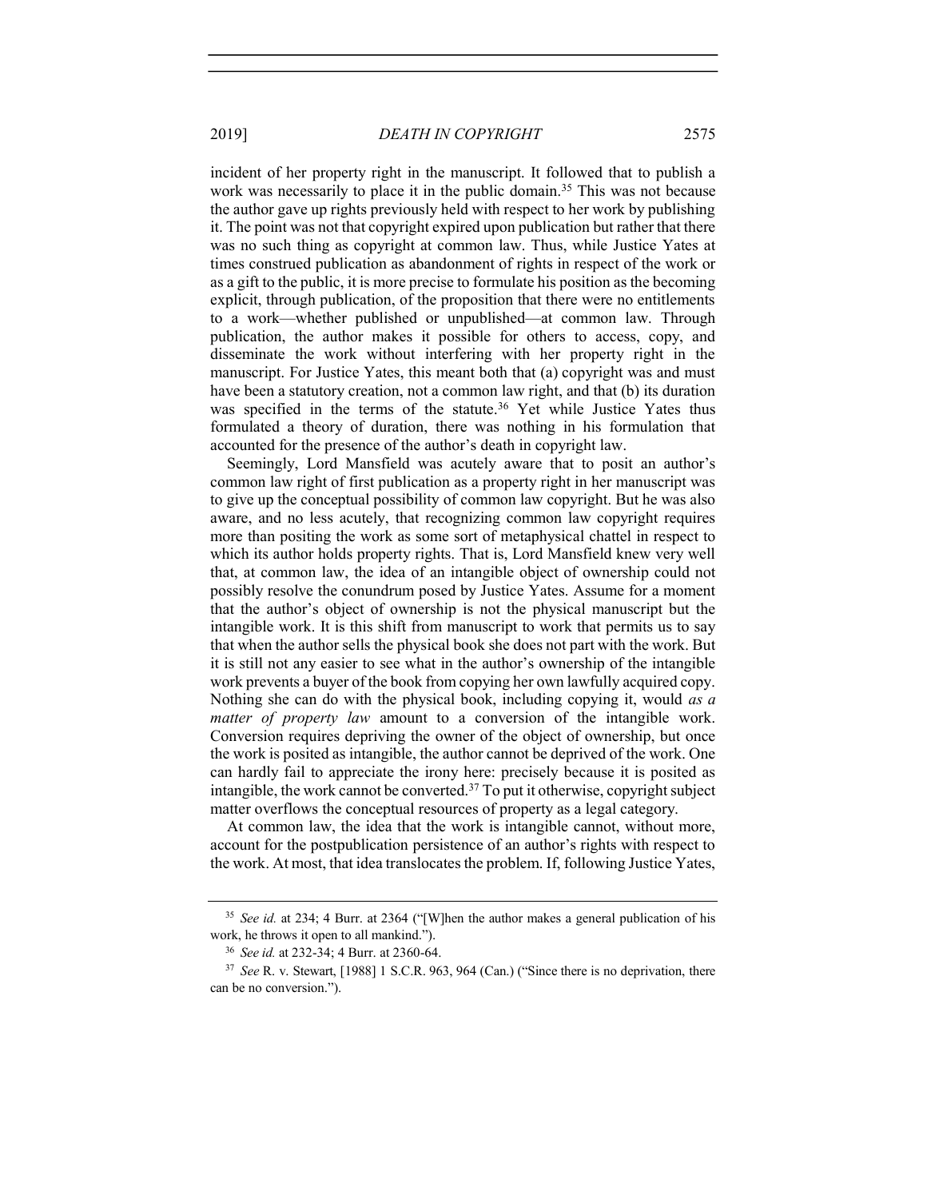incident of her property right in the manuscript. It followed that to publish a work was necessarily to place it in the public domain.[35] This was not because the author gave up rights previously held with respect to her work by publishing it. The point was not that copyright expired upon publication but rather that there was no such thing as copyright at common law. Thus, while Justice Yates at times construed publication as abandonment of rights in respect of the work or as a gift to the public, it is more precise to formulate his position as the becoming explicit, through publication, of the proposition that there were no entitlements to a work—whether published or unpublished—at common law. Through publication, the author makes it possible for others to access, copy, and disseminate the work without interfering with her property right in the manuscript. For Justice Yates, this meant both that (a) copyright was and must have been a statutory creation, not a common law right, and that (b) its duration was specified in the terms of the statute.[36] Yet while Justice Yates thus formulated a theory of duration, there was nothing in his formulation that accounted for the presence of the author's death in copyright law.

Seemingly, Lord Mansfield was acutely aware that to posit an author's common law right of first publication as a property right in her manuscript was to give up the conceptual possibility of common law copyright. But he was also aware, and no less acutely, that recognizing common law copyright requires more than positing the work as some sort of metaphysical chattel in respect to which its author holds property rights. That is, Lord Mansfield knew very well that, at common law, the idea of an intangible object of ownership could not possibly resolve the conundrum posed by Justice Yates. Assume for a moment that the author's object of ownership is not the physical manuscript but the intangible work. It is this shift from manuscript to work that permits us to say that when the author sells the physical book she does not part with the work. But it is still not any easier to see what in the author's ownership of the intangible work prevents a buyer of the book from copying her own lawfully acquired copy. Nothing she can do with the physical book, including copying it, would *as a matter of property law* amount to a conversion of the intangible work. Conversion requires depriving the owner of the object of ownership, but once the work is posited as intangible, the author cannot be deprived of the work. One can hardly fail to appreciate the irony here: precisely because it is posited as intangible, the work cannot be converted.[37] To put it otherwise, copyright subject matter overflows the conceptual resources of property as a legal category.

At common law, the idea that the work is intangible cannot, without more, account for the postpublication persistence of an author's rights with respect to the work. At most, that idea translocates the problem. If, following Justice Yates,

---

[35] *See id.* at 234; 4 Burr. at 2364 ("[W]hen the author makes a general publication of his work, he throws it open to all mankind.").

[36] *See id.* at 232-34; 4 Burr. at 2360-64.

[37] *See* R. v. Stewart, [1988] 1 S.C.R. 963, 964 (Can.) ("Since there is no deprivation, there can be no conversion.").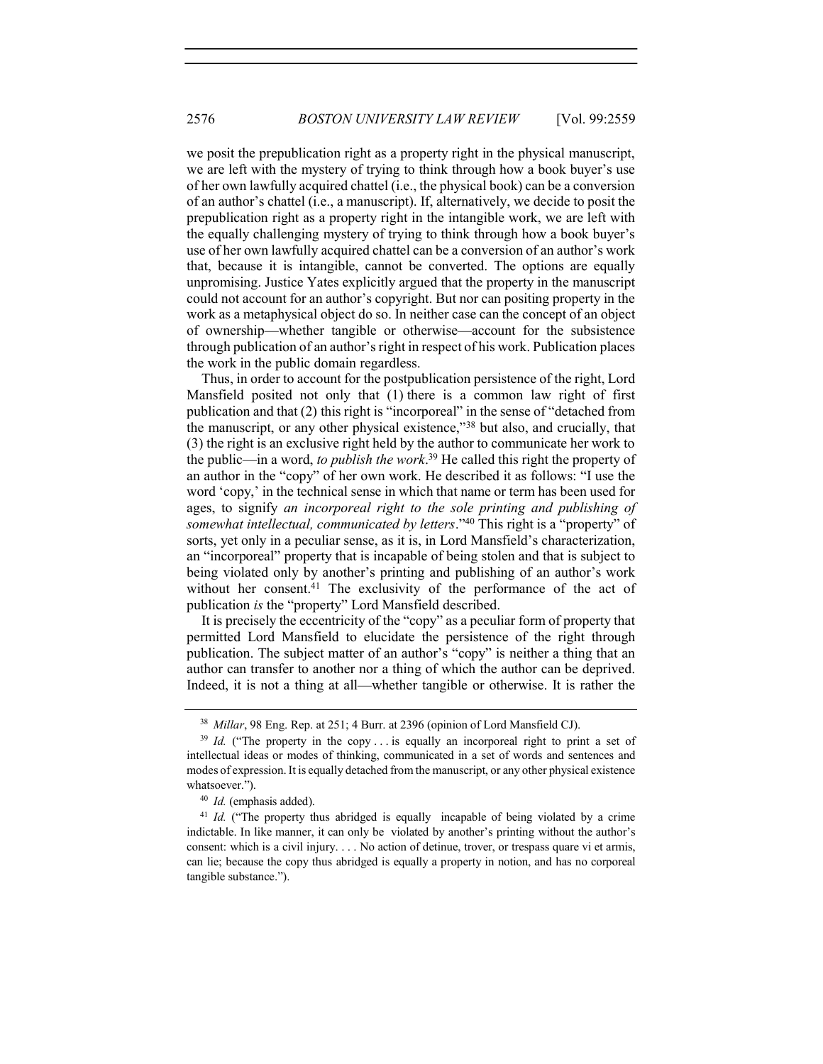we posit the prepublication right as a property right in the physical manuscript, we are left with the mystery of trying to think through how a book buyer's use of her own lawfully acquired chattel (i.e., the physical book) can be a conversion of an author's chattel (i.e., a manuscript). If, alternatively, we decide to posit the prepublication right as a property right in the intangible work, we are left with the equally challenging mystery of trying to think through how a book buyer's use of her own lawfully acquired chattel can be a conversion of an author's work that, because it is intangible, cannot be converted. The options are equally unpromising. Justice Yates explicitly argued that the property in the manuscript could not account for an author's copyright. But nor can positing property in the work as a metaphysical object do so. In neither case can the concept of an object of ownership—whether tangible or otherwise—account for the subsistence through publication of an author's right in respect of his work. Publication places the work in the public domain regardless.

Thus, in order to account for the postpublication persistence of the right, Lord Mansfield posited not only that (1) there is a common law right of first publication and that (2) this right is "incorporeal" in the sense of "detached from the manuscript, or any other physical existence,"[38] but also, and crucially, that (3) the right is an exclusive right held by the author to communicate her work to the public—in a word, *to publish the work*.[39] He called this right the property of an author in the "copy" of her own work. He described it as follows: "I use the word 'copy,' in the technical sense in which that name or term has been used for ages, to signify *an incorporeal right to the sole printing and publishing of somewhat intellectual, communicated by letters*."[40] This right is a "property" of sorts, yet only in a peculiar sense, as it is, in Lord Mansfield's characterization, an "incorporeal" property that is incapable of being stolen and that is subject to being violated only by another's printing and publishing of an author's work without her consent.[41] The exclusivity of the performance of the act of publication *is* the "property" Lord Mansfield described.

It is precisely the eccentricity of the "copy" as a peculiar form of property that permitted Lord Mansfield to elucidate the persistence of the right through publication. The subject matter of an author's "copy" is neither a thing that an author can transfer to another nor a thing of which the author can be deprived. Indeed, it is not a thing at all—whether tangible or otherwise. It is rather the

---

[38] *Millar*, 98 Eng. Rep. at 251; 4 Burr. at 2396 (opinion of Lord Mansfield CJ).

[39] *Id.* ("The property in the copy . . . is equally an incorporeal right to print a set of intellectual ideas or modes of thinking, communicated in a set of words and sentences and modes of expression. It is equally detached from the manuscript, or any other physical existence whatsoever.").

[40] *Id.* (emphasis added).

[41] *Id.* ("The property thus abridged is equally incapable of being violated by a crime indictable. In like manner, it can only be violated by another's printing without the author's consent: which is a civil injury. . . . No action of detinue, trover, or trespass quare vi et armis, can lie; because the copy thus abridged is equally a property in notion, and has no corporeal tangible substance.").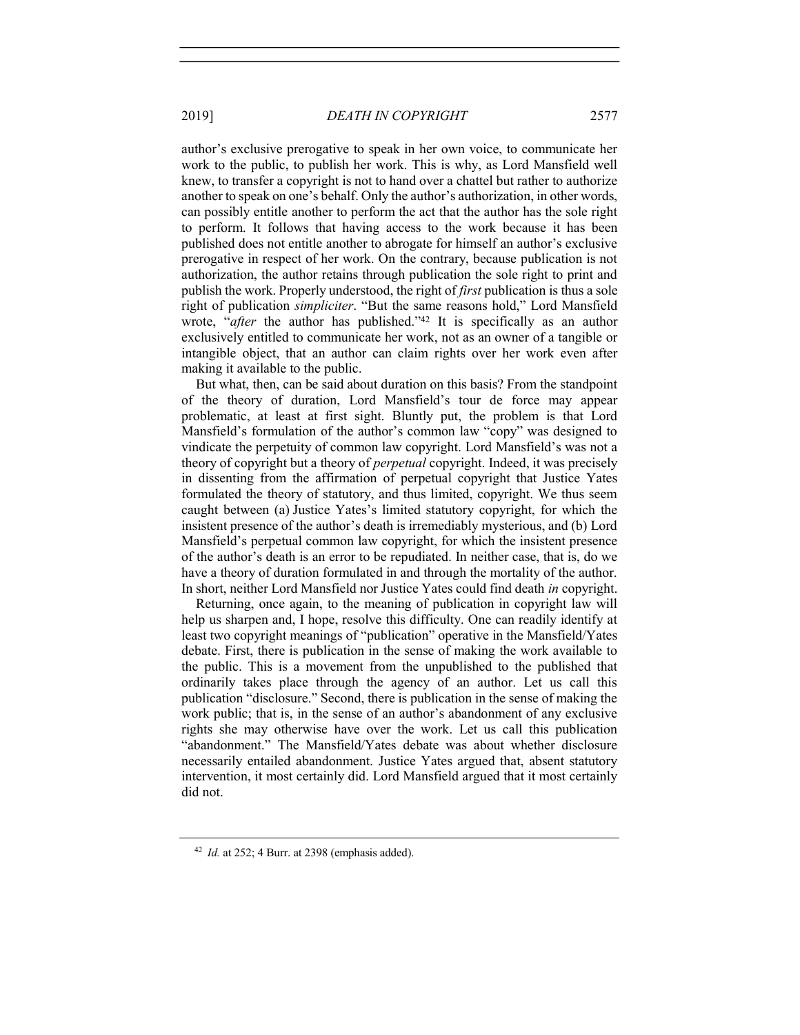author's exclusive prerogative to speak in her own voice, to communicate her work to the public, to publish her work. This is why, as Lord Mansfield well knew, to transfer a copyright is not to hand over a chattel but rather to authorize another to speak on one's behalf. Only the author's authorization, in other words, can possibly entitle another to perform the act that the author has the sole right to perform. It follows that having access to the work because it has been published does not entitle another to abrogate for himself an author's exclusive prerogative in respect of her work. On the contrary, because publication is not authorization, the author retains through publication the sole right to print and publish the work. Properly understood, the right of *first* publication is thus a sole right of publication *simpliciter*. "But the same reasons hold," Lord Mansfield wrote, "*after* the author has published."[42] It is specifically as an author exclusively entitled to communicate her work, not as an owner of a tangible or intangible object, that an author can claim rights over her work even after making it available to the public.

But what, then, can be said about duration on this basis? From the standpoint of the theory of duration, Lord Mansfield's tour de force may appear problematic, at least at first sight. Bluntly put, the problem is that Lord Mansfield's formulation of the author's common law "copy" was designed to vindicate the perpetuity of common law copyright. Lord Mansfield's was not a theory of copyright but a theory of *perpetual* copyright. Indeed, it was precisely in dissenting from the affirmation of perpetual copyright that Justice Yates formulated the theory of statutory, and thus limited, copyright. We thus seem caught between (a) Justice Yates's limited statutory copyright, for which the insistent presence of the author's death is irremediably mysterious, and (b) Lord Mansfield's perpetual common law copyright, for which the insistent presence of the author's death is an error to be repudiated. In neither case, that is, do we have a theory of duration formulated in and through the mortality of the author. In short, neither Lord Mansfield nor Justice Yates could find death *in* copyright.

Returning, once again, to the meaning of publication in copyright law will help us sharpen and, I hope, resolve this difficulty. One can readily identify at least two copyright meanings of "publication" operative in the Mansfield/Yates debate. First, there is publication in the sense of making the work available to the public. This is a movement from the unpublished to the published that ordinarily takes place through the agency of an author. Let us call this publication "disclosure." Second, there is publication in the sense of making the work public; that is, in the sense of an author's abandonment of any exclusive rights she may otherwise have over the work. Let us call this publication "abandonment." The Mansfield/Yates debate was about whether disclosure necessarily entailed abandonment. Justice Yates argued that, absent statutory intervention, it most certainly did. Lord Mansfield argued that it most certainly did not.

---

[42] *Id.* at 252; 4 Burr. at 2398 (emphasis added).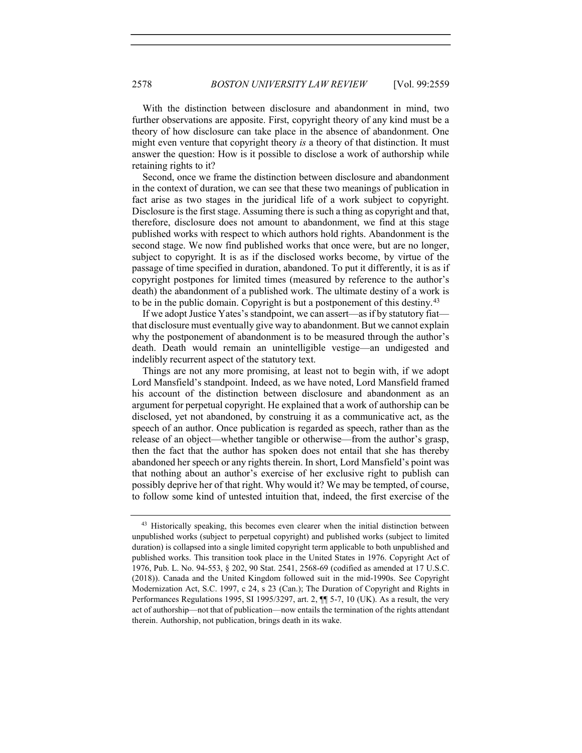With the distinction between disclosure and abandonment in mind, two further observations are apposite. First, copyright theory of any kind must be a theory of how disclosure can take place in the absence of abandonment. One might even venture that copyright theory *is* a theory of that distinction. It must answer the question: How is it possible to disclose a work of authorship while retaining rights to it?

Second, once we frame the distinction between disclosure and abandonment in the context of duration, we can see that these two meanings of publication in fact arise as two stages in the juridical life of a work subject to copyright. Disclosure is the first stage. Assuming there is such a thing as copyright and that, therefore, disclosure does not amount to abandonment, we find at this stage published works with respect to which authors hold rights. Abandonment is the second stage. We now find published works that once were, but are no longer, subject to copyright. It is as if the disclosed works become, by virtue of the passage of time specified in duration, abandoned. To put it differently, it is as if copyright postpones for limited times (measured by reference to the author's death) the abandonment of a published work. The ultimate destiny of a work is to be in the public domain. Copyright is but a postponement of this destiny.[43]

If we adopt Justice Yates's standpoint, we can assert—as if by statutory fiat—that disclosure must eventually give way to abandonment. But we cannot explain why the postponement of abandonment is to be measured through the author's death. Death would remain an unintelligible vestige—an undigested and indelibly recurrent aspect of the statutory text.

Things are not any more promising, at least not to begin with, if we adopt Lord Mansfield's standpoint. Indeed, as we have noted, Lord Mansfield framed his account of the distinction between disclosure and abandonment as an argument for perpetual copyright. He explained that a work of authorship can be disclosed, yet not abandoned, by construing it as a communicative act, as the speech of an author. Once publication is regarded as speech, rather than as the release of an object—whether tangible or otherwise—from the author's grasp, then the fact that the author has spoken does not entail that she has thereby abandoned her speech or any rights therein. In short, Lord Mansfield's point was that nothing about an author's exercise of her exclusive right to publish can possibly deprive her of that right. Why would it? We may be tempted, of course, to follow some kind of untested intuition that, indeed, the first exercise of the

---

[43] Historically speaking, this becomes even clearer when the initial distinction between unpublished works (subject to perpetual copyright) and published works (subject to limited duration) is collapsed into a single limited copyright term applicable to both unpublished and published works. This transition took place in the United States in 1976. Copyright Act of 1976, Pub. L. No. 94-553, § 202, 90 Stat. 2541, 2568-69 (codified as amended at 17 U.S.C. (2018)). Canada and the United Kingdom followed suit in the mid-1990s. See Copyright Modernization Act, S.C. 1997, c 24, s 23 (Can.); The Duration of Copyright and Rights in Performances Regulations 1995, SI 1995/3297, art. 2, ¶¶ 5-7, 10 (UK). As a result, the very act of authorship—not that of publication—now entails the termination of the rights attendant therein. Authorship, not publication, brings death in its wake.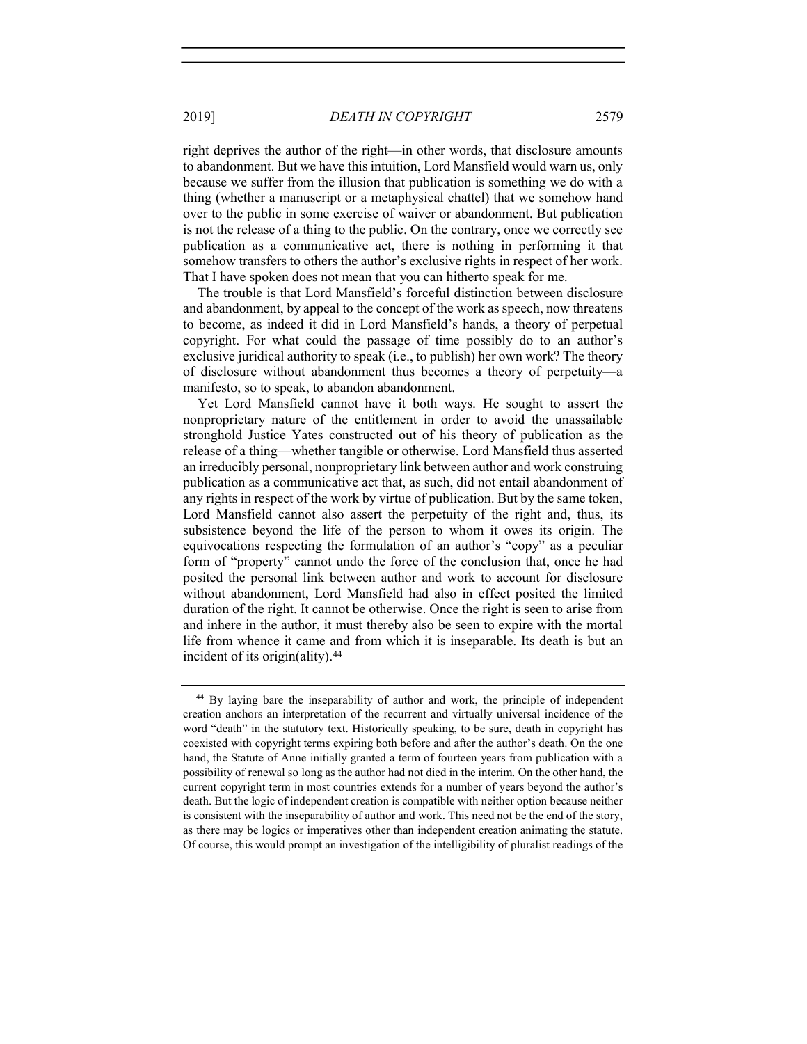right deprives the author of the right—in other words, that disclosure amounts to abandonment. But we have this intuition, Lord Mansfield would warn us, only because we suffer from the illusion that publication is something we do with a thing (whether a manuscript or a metaphysical chattel) that we somehow hand over to the public in some exercise of waiver or abandonment. But publication is not the release of a thing to the public. On the contrary, once we correctly see publication as a communicative act, there is nothing in performing it that somehow transfers to others the author's exclusive rights in respect of her work. That I have spoken does not mean that you can hitherto speak for me.

The trouble is that Lord Mansfield's forceful distinction between disclosure and abandonment, by appeal to the concept of the work as speech, now threatens to become, as indeed it did in Lord Mansfield's hands, a theory of perpetual copyright. For what could the passage of time possibly do to an author's exclusive juridical authority to speak (i.e., to publish) her own work? The theory of disclosure without abandonment thus becomes a theory of perpetuity—a manifesto, so to speak, to abandon abandonment.

Yet Lord Mansfield cannot have it both ways. He sought to assert the nonproprietary nature of the entitlement in order to avoid the unassailable stronghold Justice Yates constructed out of his theory of publication as the release of a thing—whether tangible or otherwise. Lord Mansfield thus asserted an irreducibly personal, nonproprietary link between author and work construing publication as a communicative act that, as such, did not entail abandonment of any rights in respect of the work by virtue of publication. But by the same token, Lord Mansfield cannot also assert the perpetuity of the right and, thus, its subsistence beyond the life of the person to whom it owes its origin. The equivocations respecting the formulation of an author's "copy" as a peculiar form of "property" cannot undo the force of the conclusion that, once he had posited the personal link between author and work to account for disclosure without abandonment, Lord Mansfield had also in effect posited the limited duration of the right. It cannot be otherwise. Once the right is seen to arise from and inhere in the author, it must thereby also be seen to expire with the mortal life from whence it came and from which it is inseparable. Its death is but an incident of its origin(ality).[44]

---

[44] By laying bare the inseparability of author and work, the principle of independent creation anchors an interpretation of the recurrent and virtually universal incidence of the word "death" in the statutory text. Historically speaking, to be sure, death in copyright has coexisted with copyright terms expiring both before and after the author's death. On the one hand, the Statute of Anne initially granted a term of fourteen years from publication with a possibility of renewal so long as the author had not died in the interim. On the other hand, the current copyright term in most countries extends for a number of years beyond the author's death. But the logic of independent creation is compatible with neither option because neither is consistent with the inseparability of author and work. This need not be the end of the story, as there may be logics or imperatives other than independent creation animating the statute. Of course, this would prompt an investigation of the intelligibility of pluralist readings of the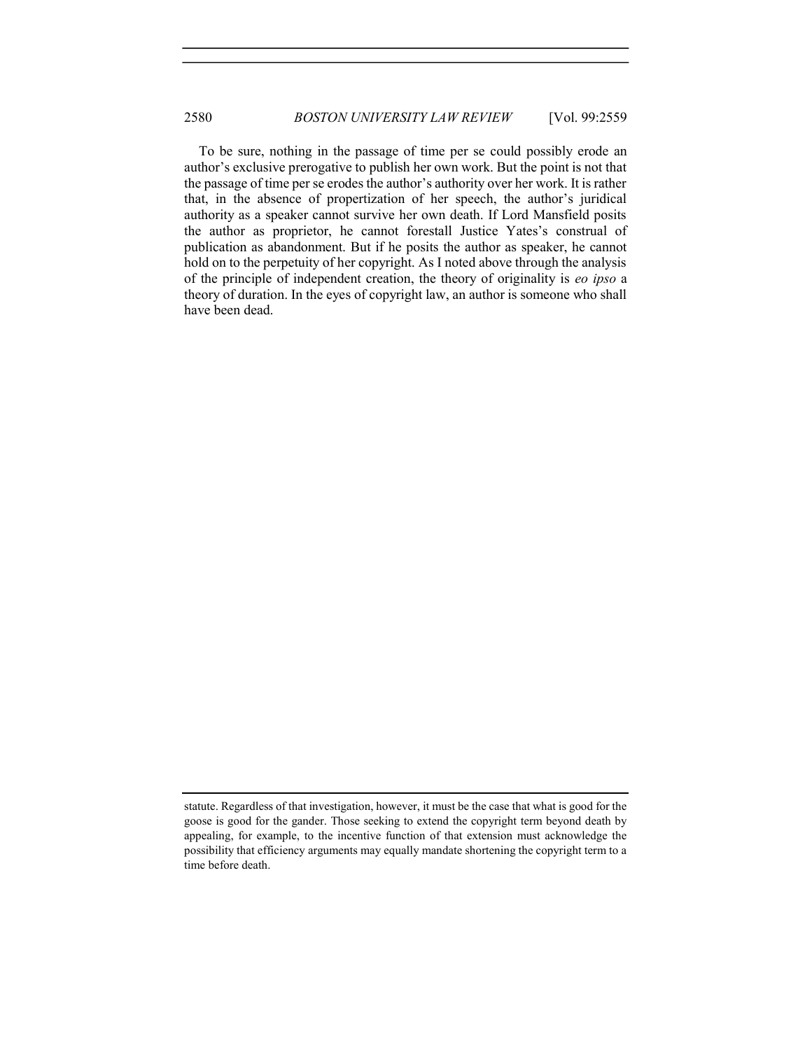To be sure, nothing in the passage of time per se could possibly erode an author's exclusive prerogative to publish her own work. But the point is not that the passage of time per se erodes the author's authority over her work. It is rather that, in the absence of propertization of her speech, the author's juridical authority as a speaker cannot survive her own death. If Lord Mansfield posits the author as proprietor, he cannot forestall Justice Yates's construal of publication as abandonment. But if he posits the author as speaker, he cannot hold on to the perpetuity of her copyright. As I noted above through the analysis of the principle of independent creation, the theory of originality is *eo ipso* a theory of duration. In the eyes of copyright law, an author is someone who shall have been dead.

---

statute. Regardless of that investigation, however, it must be the case that what is good for the goose is good for the gander. Those seeking to extend the copyright term beyond death by appealing, for example, to the incentive function of that extension must acknowledge the possibility that efficiency arguments may equally mandate shortening the copyright term to a time before death.